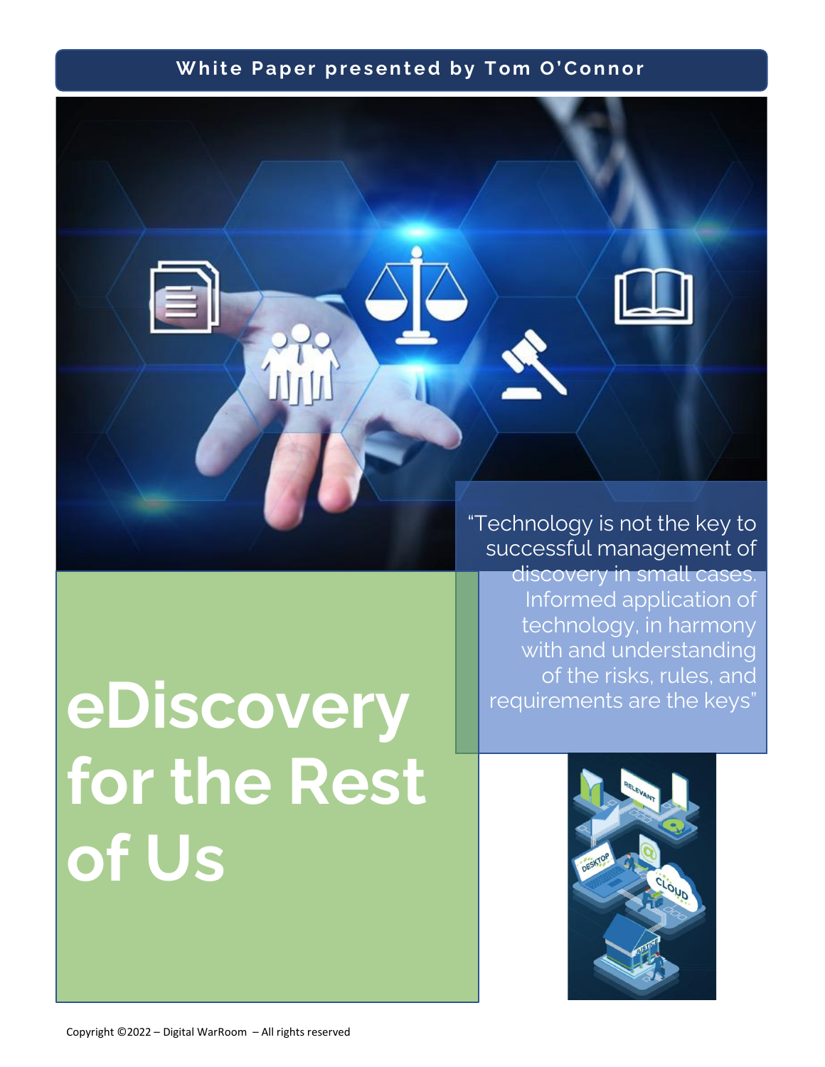**White Paper presented by Tom O'Connor**

# eDiscovery for the Rest of Us

"Technology is not the key to successful management of discovery in small cases. Informed application of technology, in harmony with and understanding of the risks, rules, and requirements are the keys"

Copyright ©2022 – Digital WarRoom – All rights reserved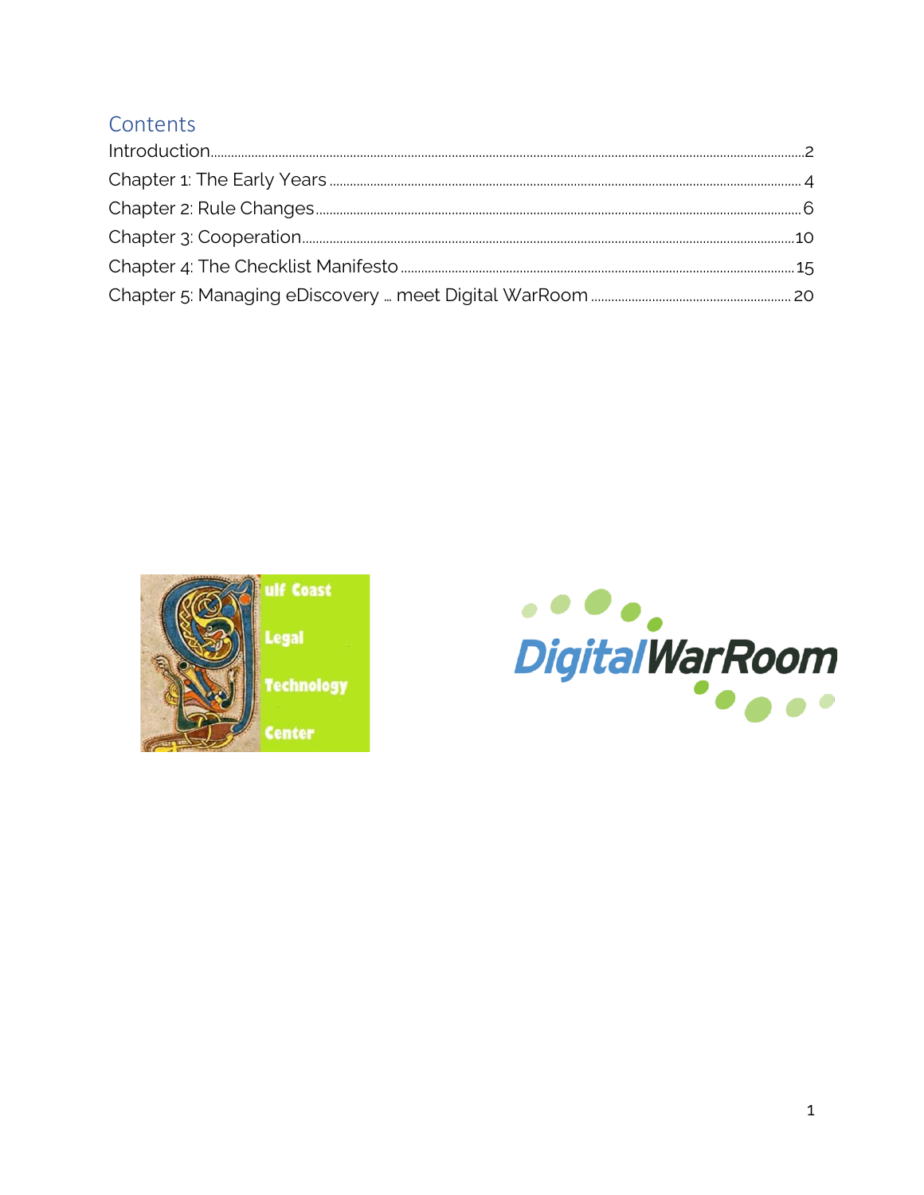## Contents

Introduction....2

Chapter 1: The Early Years....4

Chapter 2: Rule Changes....6

Chapter 3: Cooperation....10

Chapter 4: The Checklist Manifesto....15

Chapter 5: Managing eDiscovery … meet Digital WarRoom....20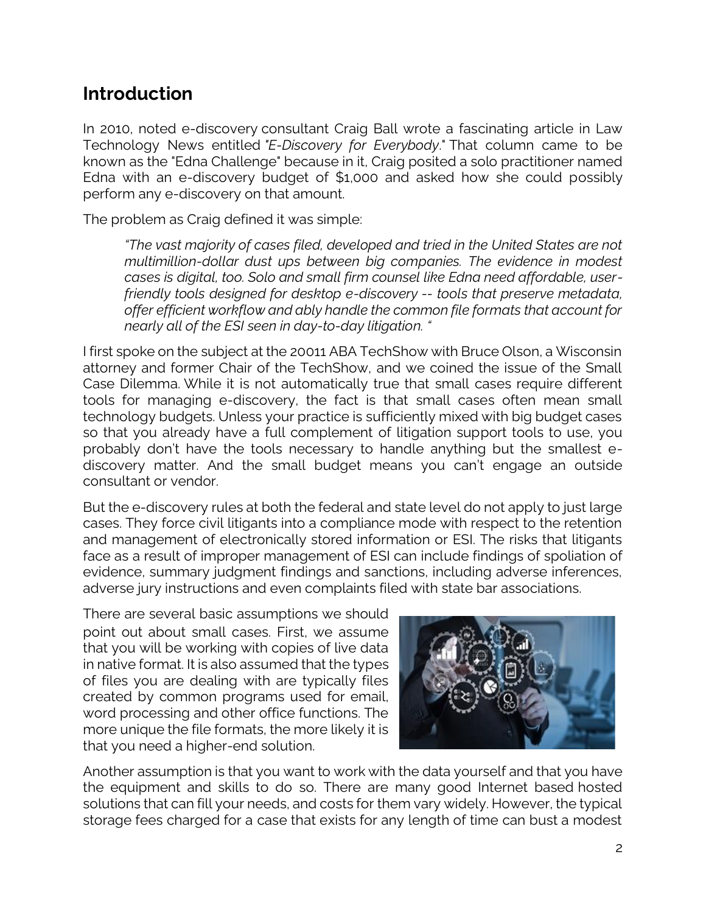## Introduction

In 2010, noted e-discovery consultant Craig Ball wrote a fascinating article in Law Technology News entitled *"E-Discovery for Everybody*." That column came to be known as the "Edna Challenge" because in it, Craig posited a solo practitioner named Edna with an e-discovery budget of $1,000 and asked how she could possibly perform any e-discovery on that amount.

The problem as Craig defined it was simple:

> *"The vast majority of cases filed, developed and tried in the United States are not multimillion-dollar dust ups between big companies. The evidence in modest cases is digital, too. Solo and small firm counsel like Edna need affordable, user-friendly tools designed for desktop e-discovery -- tools that preserve metadata, offer efficient workflow and ably handle the common file formats that account for nearly all of the ESI seen in day-to-day litigation. "*

I first spoke on the subject at the 20011 ABA TechShow with Bruce Olson, a Wisconsin attorney and former Chair of the TechShow, and we coined the issue of the Small Case Dilemma. While it is not automatically true that small cases require different tools for managing e-discovery, the fact is that small cases often mean small technology budgets. Unless your practice is sufficiently mixed with big budget cases so that you already have a full complement of litigation support tools to use, you probably don't have the tools necessary to handle anything but the smallest e-discovery matter. And the small budget means you can't engage an outside consultant or vendor.

But the e-discovery rules at both the federal and state level do not apply to just large cases. They force civil litigants into a compliance mode with respect to the retention and management of electronically stored information or ESI. The risks that litigants face as a result of improper management of ESI can include findings of spoliation of evidence, summary judgment findings and sanctions, including adverse inferences, adverse jury instructions and even complaints filed with state bar associations.

There are several basic assumptions we should point out about small cases. First, we assume that you will be working with copies of live data in native format. It is also assumed that the types of files you are dealing with are typically files created by common programs used for email, word processing and other office functions. The more unique the file formats, the more likely it is that you need a higher-end solution.

Another assumption is that you want to work with the data yourself and that you have the equipment and skills to do so. There are many good Internet based hosted solutions that can fill your needs, and costs for them vary widely. However, the typical storage fees charged for a case that exists for any length of time can bust a modest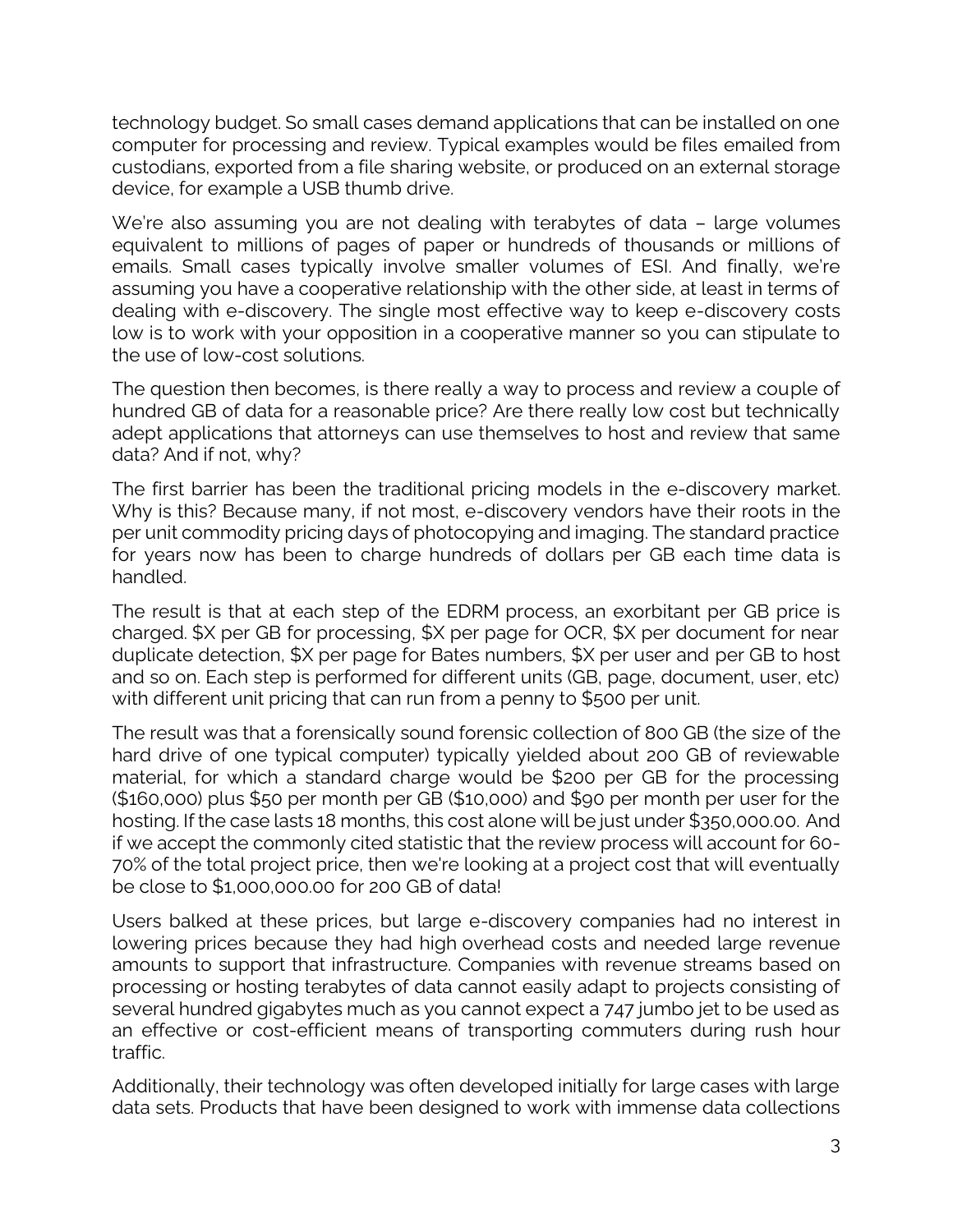technology budget. So small cases demand applications that can be installed on one computer for processing and review. Typical examples would be files emailed from custodians, exported from a file sharing website, or produced on an external storage device, for example a USB thumb drive.

We're also assuming you are not dealing with terabytes of data – large volumes equivalent to millions of pages of paper or hundreds of thousands or millions of emails. Small cases typically involve smaller volumes of ESI. And finally, we're assuming you have a cooperative relationship with the other side, at least in terms of dealing with e-discovery. The single most effective way to keep e-discovery costs low is to work with your opposition in a cooperative manner so you can stipulate to the use of low-cost solutions.

The question then becomes, is there really a way to process and review a couple of hundred GB of data for a reasonable price? Are there really low cost but technically adept applications that attorneys can use themselves to host and review that same data? And if not, why?

The first barrier has been the traditional pricing models in the e-discovery market. Why is this? Because many, if not most, e-discovery vendors have their roots in the per unit commodity pricing days of photocopying and imaging. The standard practice for years now has been to charge hundreds of dollars per GB each time data is handled.

The result is that at each step of the EDRM process, an exorbitant per GB price is charged. $X per GB for processing, $X per page for OCR, $X per document for near duplicate detection, $X per page for Bates numbers, $X per user and per GB to host and so on. Each step is performed for different units (GB, page, document, user, etc) with different unit pricing that can run from a penny to $500 per unit.

The result was that a forensically sound forensic collection of 800 GB (the size of the hard drive of one typical computer) typically yielded about 200 GB of reviewable material, for which a standard charge would be $200 per GB for the processing ($160,000) plus $50 per month per GB ($10,000) and $90 per month per user for the hosting. If the case lasts 18 months, this cost alone will be just under $350,000.00. And if we accept the commonly cited statistic that the review process will account for 60-70% of the total project price, then we're looking at a project cost that will eventually be close to $1,000,000.00 for 200 GB of data!

Users balked at these prices, but large e-discovery companies had no interest in lowering prices because they had high overhead costs and needed large revenue amounts to support that infrastructure. Companies with revenue streams based on processing or hosting terabytes of data cannot easily adapt to projects consisting of several hundred gigabytes much as you cannot expect a 747 jumbo jet to be used as an effective or cost-efficient means of transporting commuters during rush hour traffic.

Additionally, their technology was often developed initially for large cases with large data sets. Products that have been designed to work with immense data collections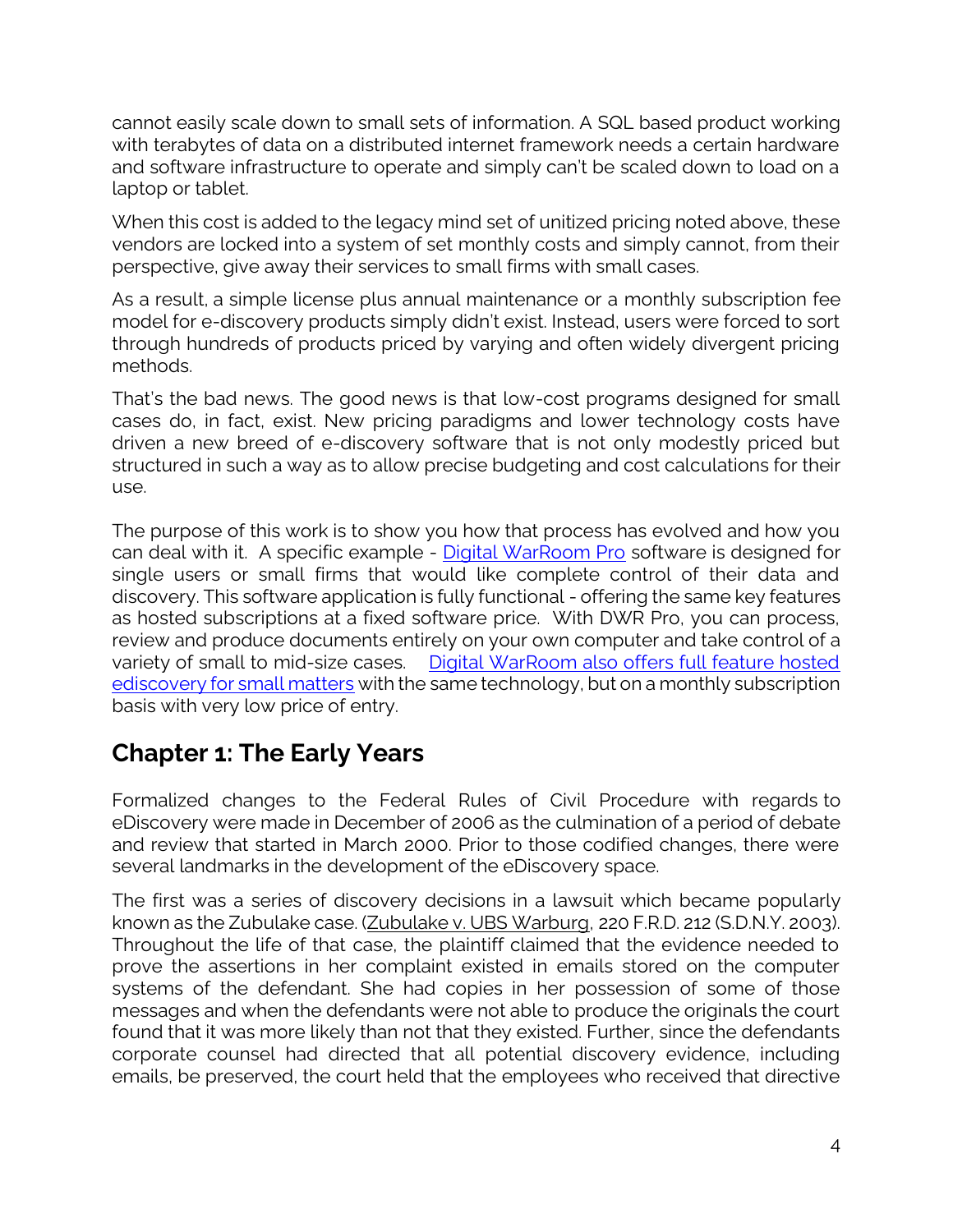cannot easily scale down to small sets of information. A SQL based product working with terabytes of data on a distributed internet framework needs a certain hardware and software infrastructure to operate and simply can't be scaled down to load on a laptop or tablet.

When this cost is added to the legacy mind set of unitized pricing noted above, these vendors are locked into a system of set monthly costs and simply cannot, from their perspective, give away their services to small firms with small cases.

As a result, a simple license plus annual maintenance or a monthly subscription fee model for e-discovery products simply didn't exist. Instead, users were forced to sort through hundreds of products priced by varying and often widely divergent pricing methods.

That's the bad news. The good news is that low-cost programs designed for small cases do, in fact, exist. New pricing paradigms and lower technology costs have driven a new breed of e-discovery software that is not only modestly priced but structured in such a way as to allow precise budgeting and cost calculations for their use.

The purpose of this work is to show you how that process has evolved and how you can deal with it. A specific example - Digital WarRoom Pro software is designed for single users or small firms that would like complete control of their data and discovery. This software application is fully functional - offering the same key features as hosted subscriptions at a fixed software price. With DWR Pro, you can process, review and produce documents entirely on your own computer and take control of a variety of small to mid-size cases. Digital WarRoom also offers full feature hosted ediscovery for small matters with the same technology, but on a monthly subscription basis with very low price of entry.

## Chapter 1: The Early Years

Formalized changes to the Federal Rules of Civil Procedure with regards to eDiscovery were made in December of 2006 as the culmination of a period of debate and review that started in March 2000. Prior to those codified changes, there were several landmarks in the development of the eDiscovery space.

The first was a series of discovery decisions in a lawsuit which became popularly known as the Zubulake case. (Zubulake v. UBS Warburg, 220 F.R.D. 212 (S.D.N.Y. 2003). Throughout the life of that case, the plaintiff claimed that the evidence needed to prove the assertions in her complaint existed in emails stored on the computer systems of the defendant. She had copies in her possession of some of those messages and when the defendants were not able to produce the originals the court found that it was more likely than not that they existed. Further, since the defendants corporate counsel had directed that all potential discovery evidence, including emails, be preserved, the court held that the employees who received that directive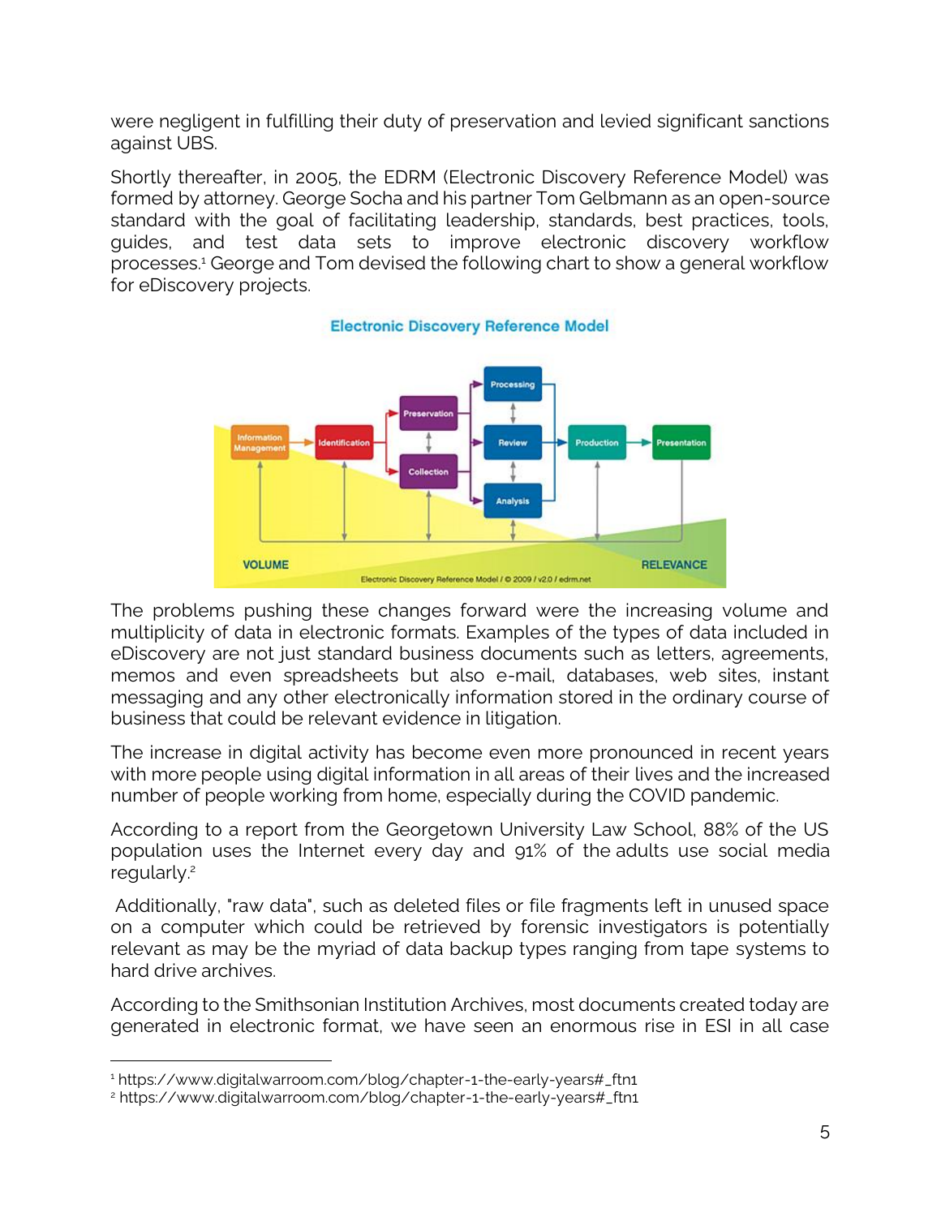were negligent in fulfilling their duty of preservation and levied significant sanctions against UBS.

Shortly thereafter, in 2005, the EDRM (Electronic Discovery Reference Model) was formed by attorney. George Socha and his partner Tom Gelbmann as an open-source standard with the goal of facilitating leadership, standards, best practices, tools, guides, and test data sets to improve electronic discovery workflow processes.[1] George and Tom devised the following chart to show a general workflow for eDiscovery projects.

The problems pushing these changes forward were the increasing volume and multiplicity of data in electronic formats. Examples of the types of data included in eDiscovery are not just standard business documents such as letters, agreements, memos and even spreadsheets but also e-mail, databases, web sites, instant messaging and any other electronically information stored in the ordinary course of business that could be relevant evidence in litigation.

The increase in digital activity has become even more pronounced in recent years with more people using digital information in all areas of their lives and the increased number of people working from home, especially during the COVID pandemic.

According to a report from the Georgetown University Law School, 88% of the US population uses the Internet every day and 91% of the adults use social media regularly.[2]

Additionally, "raw data", such as deleted files or file fragments left in unused space on a computer which could be retrieved by forensic investigators is potentially relevant as may be the myriad of data backup types ranging from tape systems to hard drive archives.

According to the Smithsonian Institution Archives, most documents created today are generated in electronic format, we have seen an enormous rise in ESI in all case

---

[1] https://www.digitalwarroom.com/blog/chapter-1-the-early-years#_ftn1

[2] https://www.digitalwarroom.com/blog/chapter-1-the-early-years#_ftn1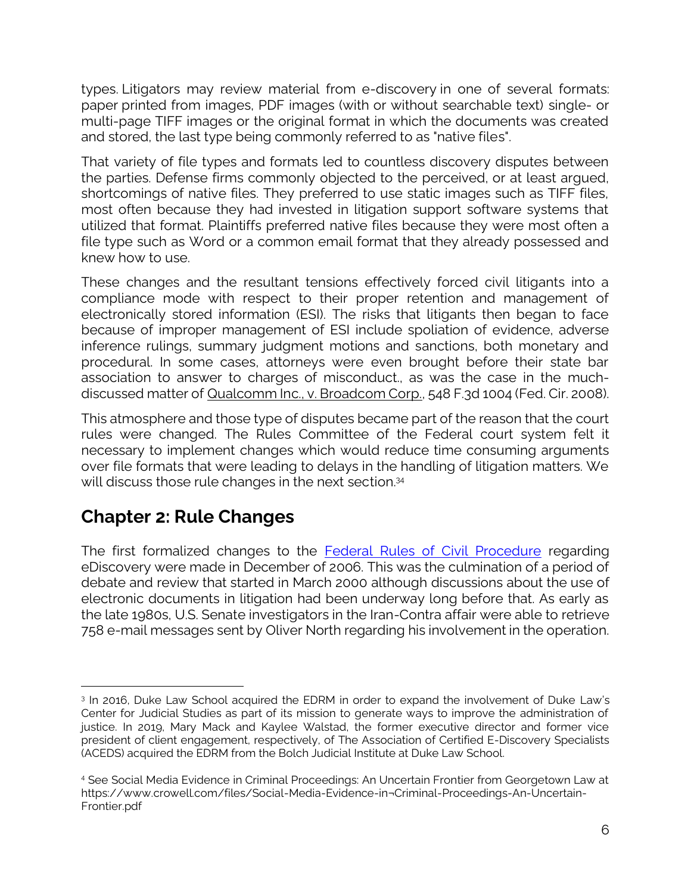types. Litigators may review material from e-discovery in one of several formats: paper printed from images, PDF images (with or without searchable text) single- or multi-page TIFF images or the original format in which the documents was created and stored, the last type being commonly referred to as "native files".

That variety of file types and formats led to countless discovery disputes between the parties. Defense firms commonly objected to the perceived, or at least argued, shortcomings of native files. They preferred to use static images such as TIFF files, most often because they had invested in litigation support software systems that utilized that format. Plaintiffs preferred native files because they were most often a file type such as Word or a common email format that they already possessed and knew how to use.

These changes and the resultant tensions effectively forced civil litigants into a compliance mode with respect to their proper retention and management of electronically stored information (ESI). The risks that litigants then began to face because of improper management of ESI include spoliation of evidence, adverse inference rulings, summary judgment motions and sanctions, both monetary and procedural. In some cases, attorneys were even brought before their state bar association to answer to charges of misconduct., as was the case in the much-discussed matter of Qualcomm Inc., v. Broadcom Corp., 548 F.3d 1004 (Fed. Cir. 2008).

This atmosphere and those type of disputes became part of the reason that the court rules were changed. The Rules Committee of the Federal court system felt it necessary to implement changes which would reduce time consuming arguments over file formats that were leading to delays in the handling of litigation matters. We will discuss those rule changes in the next section.[3][4]

## Chapter 2: Rule Changes

The first formalized changes to the Federal Rules of Civil Procedure regarding eDiscovery were made in December of 2006. This was the culmination of a period of debate and review that started in March 2000 although discussions about the use of electronic documents in litigation had been underway long before that. As early as the late 1980s, U.S. Senate investigators in the Iran-Contra affair were able to retrieve 758 e-mail messages sent by Oliver North regarding his involvement in the operation.

---

[3] In 2016, Duke Law School acquired the EDRM in order to expand the involvement of Duke Law's Center for Judicial Studies as part of its mission to generate ways to improve the administration of justice. In 2019, Mary Mack and Kaylee Walstad, the former executive director and former vice president of client engagement, respectively, of The Association of Certified E-Discovery Specialists (ACEDS) acquired the EDRM from the Bolch Judicial Institute at Duke Law School.

[4] See Social Media Evidence in Criminal Proceedings: An Uncertain Frontier from Georgetown Law at https://www.crowell.com/files/Social-Media-Evidence-in¬Criminal-Proceedings-An-Uncertain-Frontier.pdf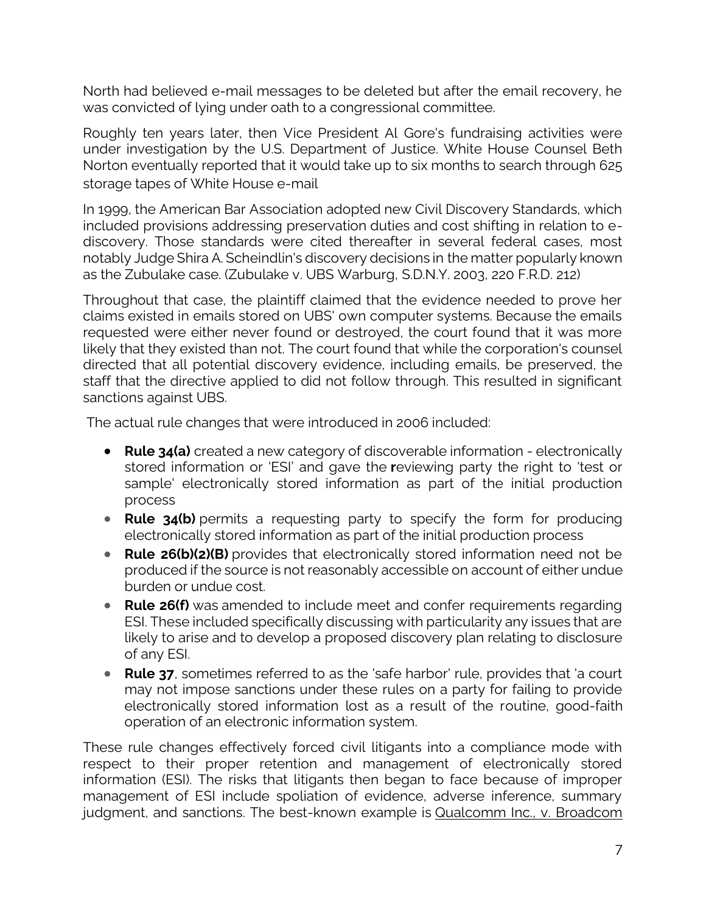North had believed e-mail messages to be deleted but after the email recovery, he was convicted of lying under oath to a congressional committee.

Roughly ten years later, then Vice President Al Gore's fundraising activities were under investigation by the U.S. Department of Justice. White House Counsel Beth Norton eventually reported that it would take up to six months to search through 625 storage tapes of White House e-mail

In 1999, the American Bar Association adopted new Civil Discovery Standards, which included provisions addressing preservation duties and cost shifting in relation to e-discovery. Those standards were cited thereafter in several federal cases, most notably Judge Shira A. Scheindlin's discovery decisions in the matter popularly known as the Zubulake case. (Zubulake v. UBS Warburg, S.D.N.Y. 2003, 220 F.R.D. 212)

Throughout that case, the plaintiff claimed that the evidence needed to prove her claims existed in emails stored on UBS' own computer systems. Because the emails requested were either never found or destroyed, the court found that it was more likely that they existed than not. The court found that while the corporation's counsel directed that all potential discovery evidence, including emails, be preserved, the staff that the directive applied to did not follow through. This resulted in significant sanctions against UBS.

The actual rule changes that were introduced in 2006 included:

- **Rule 34(a)** created a new category of discoverable information - electronically stored information or 'ESI' and gave the **r**eviewing party the right to 'test or sample' electronically stored information as part of the initial production process
- **Rule 34(b)** permits a requesting party to specify the form for producing electronically stored information as part of the initial production process
- **Rule 26(b)(2)(B)** provides that electronically stored information need not be produced if the source is not reasonably accessible on account of either undue burden or undue cost.
- **Rule 26(f)** was amended to include meet and confer requirements regarding ESI. These included specifically discussing with particularity any issues that are likely to arise and to develop a proposed discovery plan relating to disclosure of any ESI.
- **Rule 37**, sometimes referred to as the 'safe harbor' rule, provides that 'a court may not impose sanctions under these rules on a party for failing to provide electronically stored information lost as a result of the routine, good-faith operation of an electronic information system.

These rule changes effectively forced civil litigants into a compliance mode with respect to their proper retention and management of electronically stored information (ESI). The risks that litigants then began to face because of improper management of ESI include spoliation of evidence, adverse inference, summary judgment, and sanctions. The best-known example is Qualcomm Inc., v. Broadcom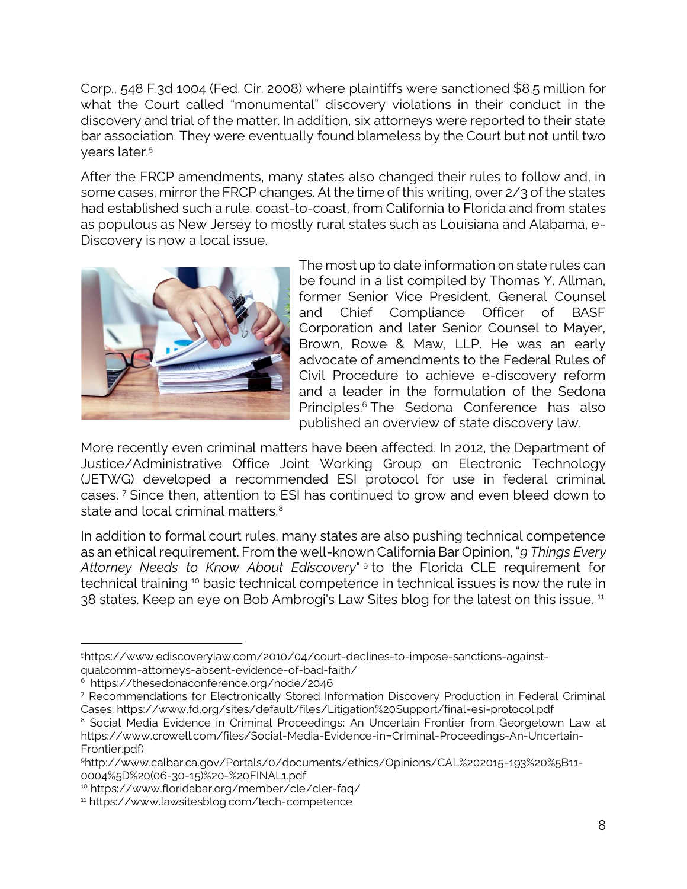Corp., 548 F.3d 1004 (Fed. Cir. 2008) where plaintiffs were sanctioned $8.5 million for what the Court called "monumental" discovery violations in their conduct in the discovery and trial of the matter. In addition, six attorneys were reported to their state bar association. They were eventually found blameless by the Court but not until two years later.[5]

After the FRCP amendments, many states also changed their rules to follow and, in some cases, mirror the FRCP changes. At the time of this writing, over 2/3 of the states had established such a rule. coast-to-coast, from California to Florida and from states as populous as New Jersey to mostly rural states such as Louisiana and Alabama, e-Discovery is now a local issue.

The most up to date information on state rules can be found in a list compiled by Thomas Y. Allman, former Senior Vice President, General Counsel and Chief Compliance Officer of BASF Corporation and later Senior Counsel to Mayer, Brown, Rowe & Maw, LLP. He was an early advocate of amendments to the Federal Rules of Civil Procedure to achieve e-discovery reform and a leader in the formulation of the Sedona Principles.[6] The Sedona Conference has also published an overview of state discovery law.

More recently even criminal matters have been affected. In 2012, the Department of Justice/Administrative Office Joint Working Group on Electronic Technology (JETWG) developed a recommended ESI protocol for use in federal criminal cases.[7] Since then, attention to ESI has continued to grow and even bleed down to state and local criminal matters.[8]

In addition to formal court rules, many states are also pushing technical competence as an ethical requirement. From the well-known California Bar Opinion, "*9 Things Every Attorney Needs to Know About Ediscovery*"[9] to the Florida CLE requirement for technical training[10] basic technical competence in technical issues is now the rule in 38 states. Keep an eye on Bob Ambrogi's Law Sites blog for the latest on this issue.[11]

---

[5] https://www.ediscoverylaw.com/2010/04/court-declines-to-impose-sanctions-against-qualcomm-attorneys-absent-evidence-of-bad-faith/

[6] https://thesedonaconference.org/node/2046

[7] Recommendations for Electronically Stored Information Discovery Production in Federal Criminal Cases. https://www.fd.org/sites/default/files/Litigation%20Support/final-esi-protocol.pdf

[8] Social Media Evidence in Criminal Proceedings: An Uncertain Frontier from Georgetown Law at https://www.crowell.com/files/Social-Media-Evidence-in¬Criminal-Proceedings-An-Uncertain-Frontier.pdf)

[9] http://www.calbar.ca.gov/Portals/0/documents/ethics/Opinions/CAL%202015-193%20%5B11-0004%5D%20(06-30-15)%20-%20FINAL1.pdf

[10] https://www.floridabar.org/member/cle/cler-faq/

[11] https://www.lawsitesblog.com/tech-competence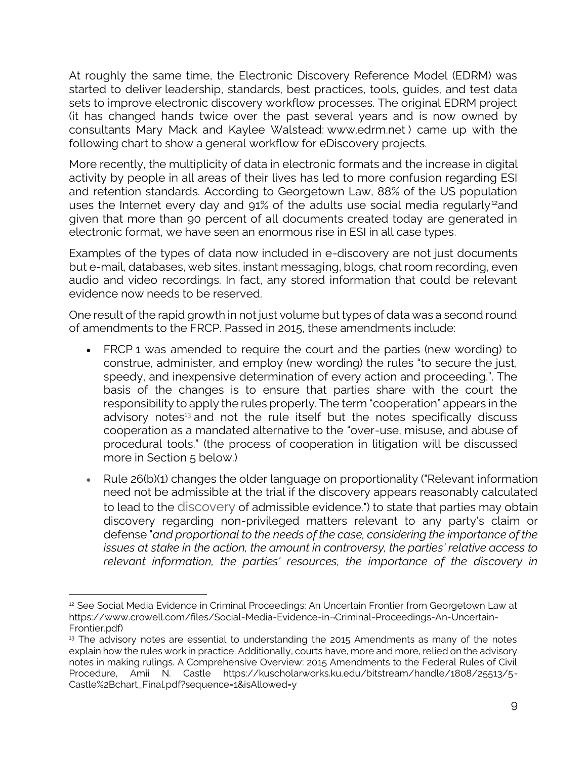At roughly the same time, the Electronic Discovery Reference Model (EDRM) was started to deliver leadership, standards, best practices, tools, guides, and test data sets to improve electronic discovery workflow processes. The original EDRM project (it has changed hands twice over the past several years and is now owned by consultants Mary Mack and Kaylee Walstead: www.edrm.net ) came up with the following chart to show a general workflow for eDiscovery projects.

More recently, the multiplicity of data in electronic formats and the increase in digital activity by people in all areas of their lives has led to more confusion regarding ESI and retention standards. According to Georgetown Law, 88% of the US population uses the Internet every day and 91% of the adults use social media regularly[12]and given that more than 90 percent of all documents created today are generated in electronic format, we have seen an enormous rise in ESI in all case types.

Examples of the types of data now included in e-discovery are not just documents but e-mail, databases, web sites, instant messaging, blogs, chat room recording, even audio and video recordings. In fact, any stored information that could be relevant evidence now needs to be reserved.

One result of the rapid growth in not just volume but types of data was a second round of amendments to the FRCP. Passed in 2015, these amendments include:

- FRCP 1 was amended to require the court and the parties (new wording) to construe, administer, and employ (new wording) the rules "to secure the just, speedy, and inexpensive determination of every action and proceeding.". The basis of the changes is to ensure that parties share with the court the responsibility to apply the rules properly. The term "cooperation" appears in the advisory notes[13] and not the rule itself but the notes specifically discuss cooperation as a mandated alternative to the "over-use, misuse, and abuse of procedural tools." (the process of cooperation in litigation will be discussed more in Section 5 below.)
- Rule 26(b)(1) changes the older language on proportionality ("Relevant information need not be admissible at the trial if the discovery appears reasonably calculated to lead to the discovery of admissible evidence.") to state that parties may obtain discovery regarding non-privileged matters relevant to any party's claim or defense "*and proportional to the needs of the case, considering the importance of the issues at stake in the action, the amount in controversy, the parties' relative access to relevant information, the parties' resources, the importance of the discovery in*

---

[12] See Social Media Evidence in Criminal Proceedings: An Uncertain Frontier from Georgetown Law at https://www.crowell.com/files/Social-Media-Evidence-in¬Criminal-Proceedings-An-Uncertain-Frontier.pdf)

[13] The advisory notes are essential to understanding the 2015 Amendments as many of the notes explain how the rules work in practice. Additionally, courts have, more and more, relied on the advisory notes in making rulings. A Comprehensive Overview: 2015 Amendments to the Federal Rules of Civil Procedure, Amii N. Castle https://kuscholarworks.ku.edu/bitstream/handle/1808/25513/5-Castle%2Bchart_Final.pdf?sequence=1&isAllowed=y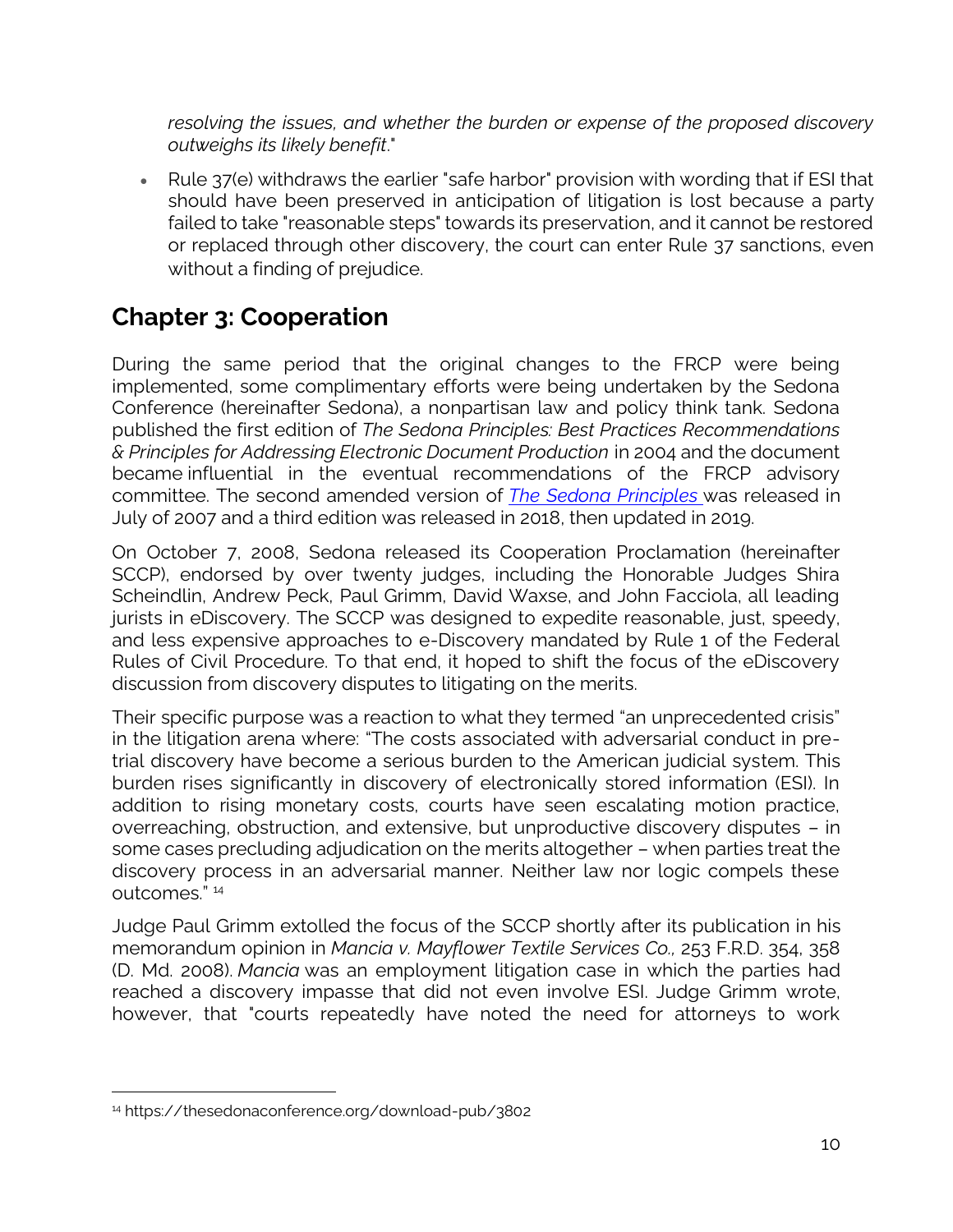*resolving the issues, and whether the burden or expense of the proposed discovery outweighs its likely benefit*."

- Rule 37(e) withdraws the earlier "safe harbor" provision with wording that if ESI that should have been preserved in anticipation of litigation is lost because a party failed to take "reasonable steps" towards its preservation, and it cannot be restored or replaced through other discovery, the court can enter Rule 37 sanctions, even without a finding of prejudice.

## Chapter 3: Cooperation

During the same period that the original changes to the FRCP were being implemented, some complimentary efforts were being undertaken by the Sedona Conference (hereinafter Sedona), a nonpartisan law and policy think tank. Sedona published the first edition of *The Sedona Principles: Best Practices Recommendations & Principles for Addressing Electronic Document Production* in 2004 and the document became influential in the eventual recommendations of the FRCP advisory committee. The second amended version of *The Sedona Principles* was released in July of 2007 and a third edition was released in 2018, then updated in 2019.

On October 7, 2008, Sedona released its Cooperation Proclamation (hereinafter SCCP), endorsed by over twenty judges, including the Honorable Judges Shira Scheindlin, Andrew Peck, Paul Grimm, David Waxse, and John Facciola, all leading jurists in eDiscovery. The SCCP was designed to expedite reasonable, just, speedy, and less expensive approaches to e-Discovery mandated by Rule 1 of the Federal Rules of Civil Procedure. To that end, it hoped to shift the focus of the eDiscovery discussion from discovery disputes to litigating on the merits.

Their specific purpose was a reaction to what they termed "an unprecedented crisis" in the litigation arena where: "The costs associated with adversarial conduct in pre-trial discovery have become a serious burden to the American judicial system. This burden rises significantly in discovery of electronically stored information (ESI). In addition to rising monetary costs, courts have seen escalating motion practice, overreaching, obstruction, and extensive, but unproductive discovery disputes – in some cases precluding adjudication on the merits altogether – when parties treat the discovery process in an adversarial manner. Neither law nor logic compels these outcomes." [14]

Judge Paul Grimm extolled the focus of the SCCP shortly after its publication in his memorandum opinion in *Mancia v. Mayflower Textile Services Co.,* 253 F.R.D. 354, 358 (D. Md. 2008). *Mancia* was an employment litigation case in which the parties had reached a discovery impasse that did not even involve ESI. Judge Grimm wrote, however, that "courts repeatedly have noted the need for attorneys to work

[14] https://thesedonaconference.org/download-pub/3802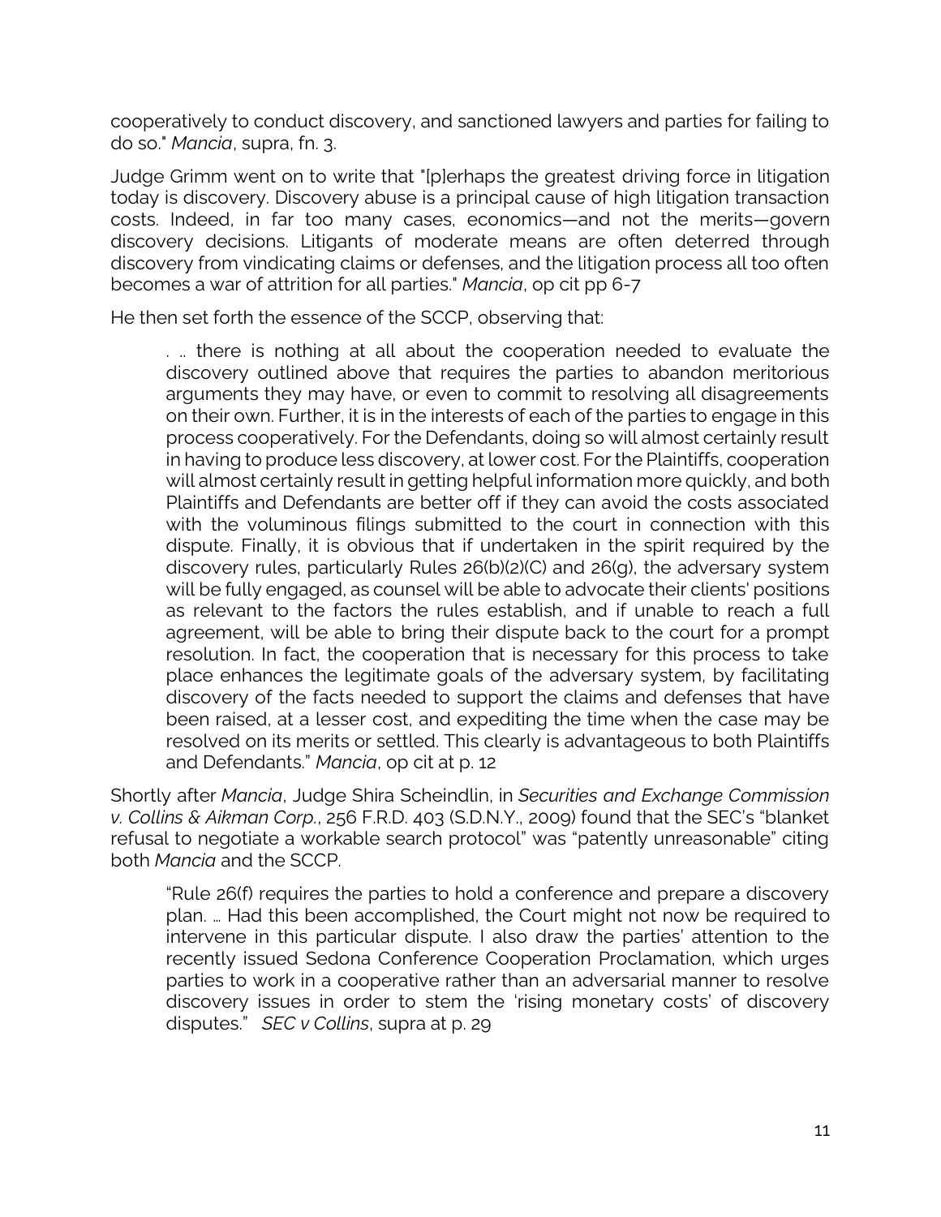cooperatively to conduct discovery, and sanctioned lawyers and parties for failing to do so." *Mancia*, supra, fn. 3.

Judge Grimm went on to write that "[p]erhaps the greatest driving force in litigation today is discovery. Discovery abuse is a principal cause of high litigation transaction costs. Indeed, in far too many cases, economics—and not the merits—govern discovery decisions. Litigants of moderate means are often deterred through discovery from vindicating claims or defenses, and the litigation process all too often becomes a war of attrition for all parties." *Mancia*, op cit pp 6-7

He then set forth the essence of the SCCP, observing that:

> . .. there is nothing at all about the cooperation needed to evaluate the discovery outlined above that requires the parties to abandon meritorious arguments they may have, or even to commit to resolving all disagreements on their own. Further, it is in the interests of each of the parties to engage in this process cooperatively. For the Defendants, doing so will almost certainly result in having to produce less discovery, at lower cost. For the Plaintiffs, cooperation will almost certainly result in getting helpful information more quickly, and both Plaintiffs and Defendants are better off if they can avoid the costs associated with the voluminous filings submitted to the court in connection with this dispute. Finally, it is obvious that if undertaken in the spirit required by the discovery rules, particularly Rules 26(b)(2)(C) and 26(g), the adversary system will be fully engaged, as counsel will be able to advocate their clients' positions as relevant to the factors the rules establish, and if unable to reach a full agreement, will be able to bring their dispute back to the court for a prompt resolution. In fact, the cooperation that is necessary for this process to take place enhances the legitimate goals of the adversary system, by facilitating discovery of the facts needed to support the claims and defenses that have been raised, at a lesser cost, and expediting the time when the case may be resolved on its merits or settled. This clearly is advantageous to both Plaintiffs and Defendants." *Mancia*, op cit at p. 12

Shortly after *Mancia*, Judge Shira Scheindlin, in *Securities and Exchange Commission v. Collins & Aikman Corp.*, 256 F.R.D. 403 (S.D.N.Y., 2009) found that the SEC's "blanket refusal to negotiate a workable search protocol" was "patently unreasonable" citing both *Mancia* and the SCCP.

> "Rule 26(f) requires the parties to hold a conference and prepare a discovery plan. … Had this been accomplished, the Court might not now be required to intervene in this particular dispute. I also draw the parties' attention to the recently issued Sedona Conference Cooperation Proclamation, which urges parties to work in a cooperative rather than an adversarial manner to resolve discovery issues in order to stem the 'rising monetary costs' of discovery disputes." *SEC v Collins*, supra at p. 29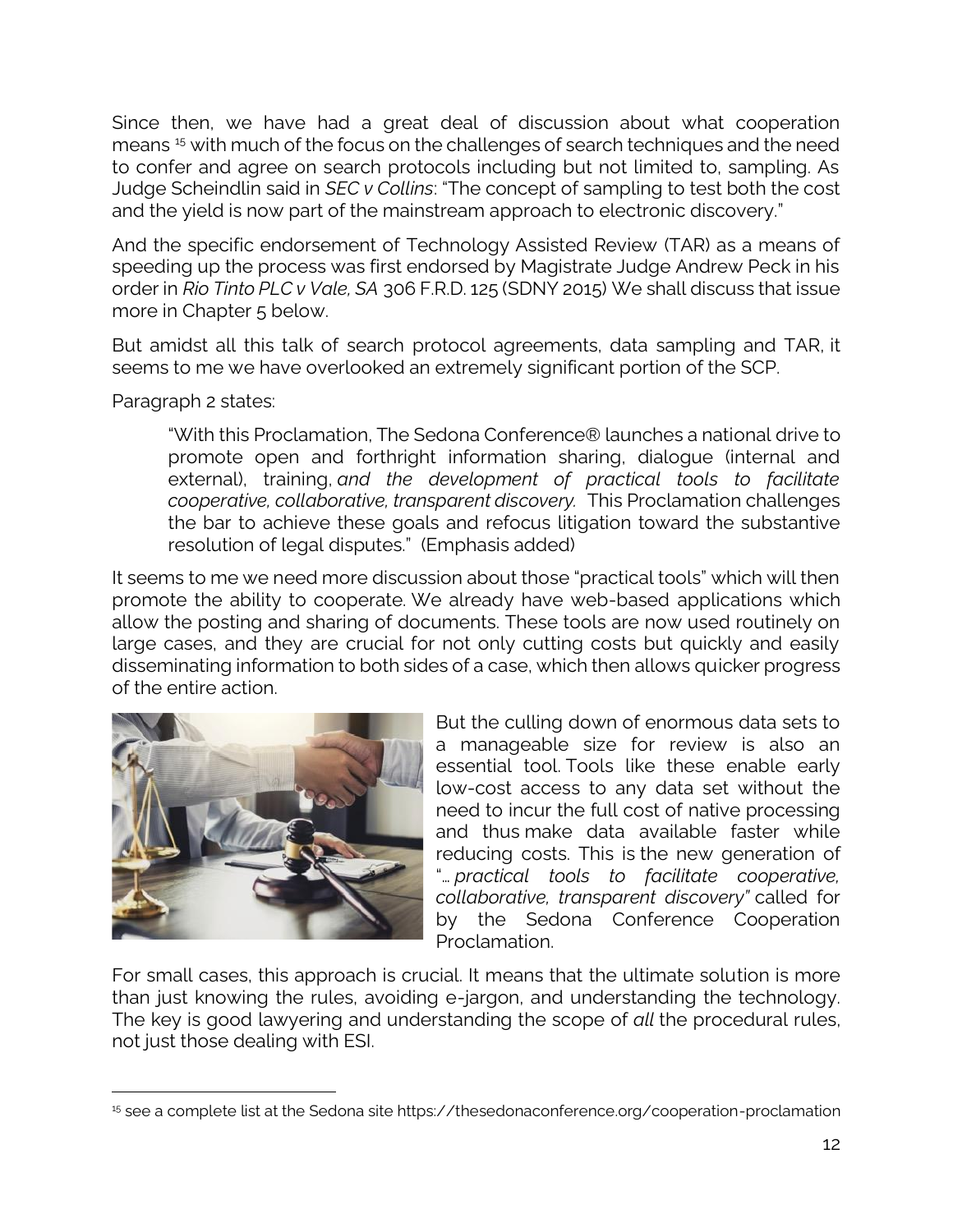Since then, we have had a great deal of discussion about what cooperation means [15] with much of the focus on the challenges of search techniques and the need to confer and agree on search protocols including but not limited to, sampling. As Judge Scheindlin said in *SEC v Collins*: "The concept of sampling to test both the cost and the yield is now part of the mainstream approach to electronic discovery."

And the specific endorsement of Technology Assisted Review (TAR) as a means of speeding up the process was first endorsed by Magistrate Judge Andrew Peck in his order in *Rio Tinto PLC v Vale, SA* 306 F.R.D. 125 (SDNY 2015) We shall discuss that issue more in Chapter 5 below.

But amidst all this talk of search protocol agreements, data sampling and TAR, it seems to me we have overlooked an extremely significant portion of the SCP.

Paragraph 2 states:

> "With this Proclamation, The Sedona Conference® launches a national drive to promote open and forthright information sharing, dialogue (internal and external), training, *and the development of practical tools to facilitate cooperative, collaborative, transparent discovery.* This Proclamation challenges the bar to achieve these goals and refocus litigation toward the substantive resolution of legal disputes." (Emphasis added)

It seems to me we need more discussion about those "practical tools" which will then promote the ability to cooperate. We already have web-based applications which allow the posting and sharing of documents. These tools are now used routinely on large cases, and they are crucial for not only cutting costs but quickly and easily disseminating information to both sides of a case, which then allows quicker progress of the entire action.

But the culling down of enormous data sets to a manageable size for review is also an essential tool. Tools like these enable early low-cost access to any data set without the need to incur the full cost of native processing and thus make data available faster while reducing costs. This is the new generation of "*… practical tools to facilitate cooperative, collaborative, transparent discovery"* called for by the Sedona Conference Cooperation Proclamation.

For small cases, this approach is crucial. It means that the ultimate solution is more than just knowing the rules, avoiding e-jargon, and understanding the technology. The key is good lawyering and understanding the scope of *all* the procedural rules, not just those dealing with ESI.

---

[15] see a complete list at the Sedona site https://thesedonaconference.org/cooperation-proclamation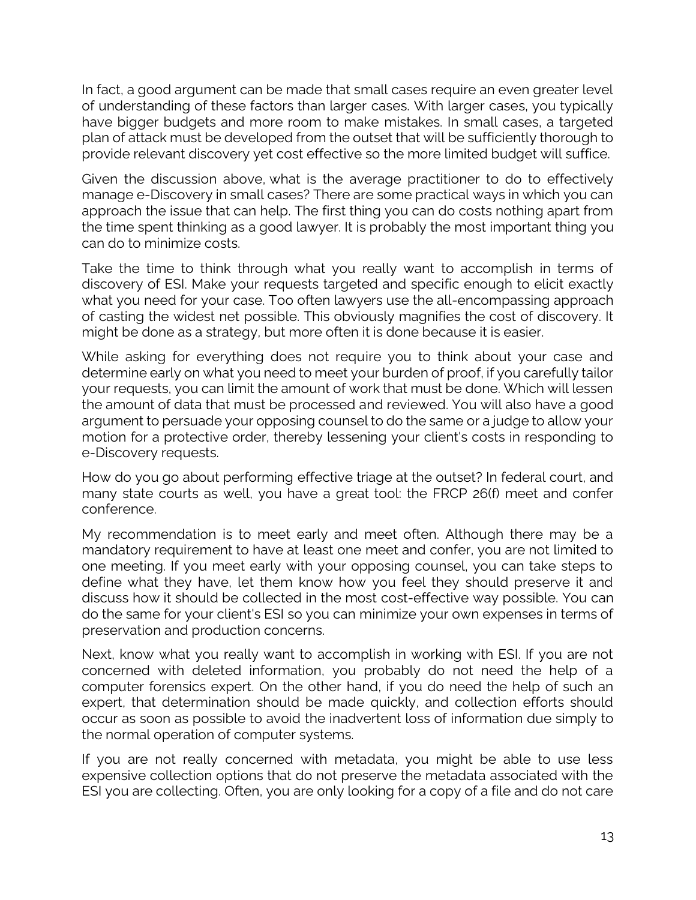In fact, a good argument can be made that small cases require an even greater level of understanding of these factors than larger cases. With larger cases, you typically have bigger budgets and more room to make mistakes. In small cases, a targeted plan of attack must be developed from the outset that will be sufficiently thorough to provide relevant discovery yet cost effective so the more limited budget will suffice.

Given the discussion above, what is the average practitioner to do to effectively manage e-Discovery in small cases? There are some practical ways in which you can approach the issue that can help. The first thing you can do costs nothing apart from the time spent thinking as a good lawyer. It is probably the most important thing you can do to minimize costs.

Take the time to think through what you really want to accomplish in terms of discovery of ESI. Make your requests targeted and specific enough to elicit exactly what you need for your case. Too often lawyers use the all-encompassing approach of casting the widest net possible. This obviously magnifies the cost of discovery. It might be done as a strategy, but more often it is done because it is easier.

While asking for everything does not require you to think about your case and determine early on what you need to meet your burden of proof, if you carefully tailor your requests, you can limit the amount of work that must be done. Which will lessen the amount of data that must be processed and reviewed. You will also have a good argument to persuade your opposing counsel to do the same or a judge to allow your motion for a protective order, thereby lessening your client's costs in responding to e-Discovery requests.

How do you go about performing effective triage at the outset? In federal court, and many state courts as well, you have a great tool: the FRCP 26(f) meet and confer conference.

My recommendation is to meet early and meet often. Although there may be a mandatory requirement to have at least one meet and confer, you are not limited to one meeting. If you meet early with your opposing counsel, you can take steps to define what they have, let them know how you feel they should preserve it and discuss how it should be collected in the most cost-effective way possible. You can do the same for your client's ESI so you can minimize your own expenses in terms of preservation and production concerns.

Next, know what you really want to accomplish in working with ESI. If you are not concerned with deleted information, you probably do not need the help of a computer forensics expert. On the other hand, if you do need the help of such an expert, that determination should be made quickly, and collection efforts should occur as soon as possible to avoid the inadvertent loss of information due simply to the normal operation of computer systems.

If you are not really concerned with metadata, you might be able to use less expensive collection options that do not preserve the metadata associated with the ESI you are collecting. Often, you are only looking for a copy of a file and do not care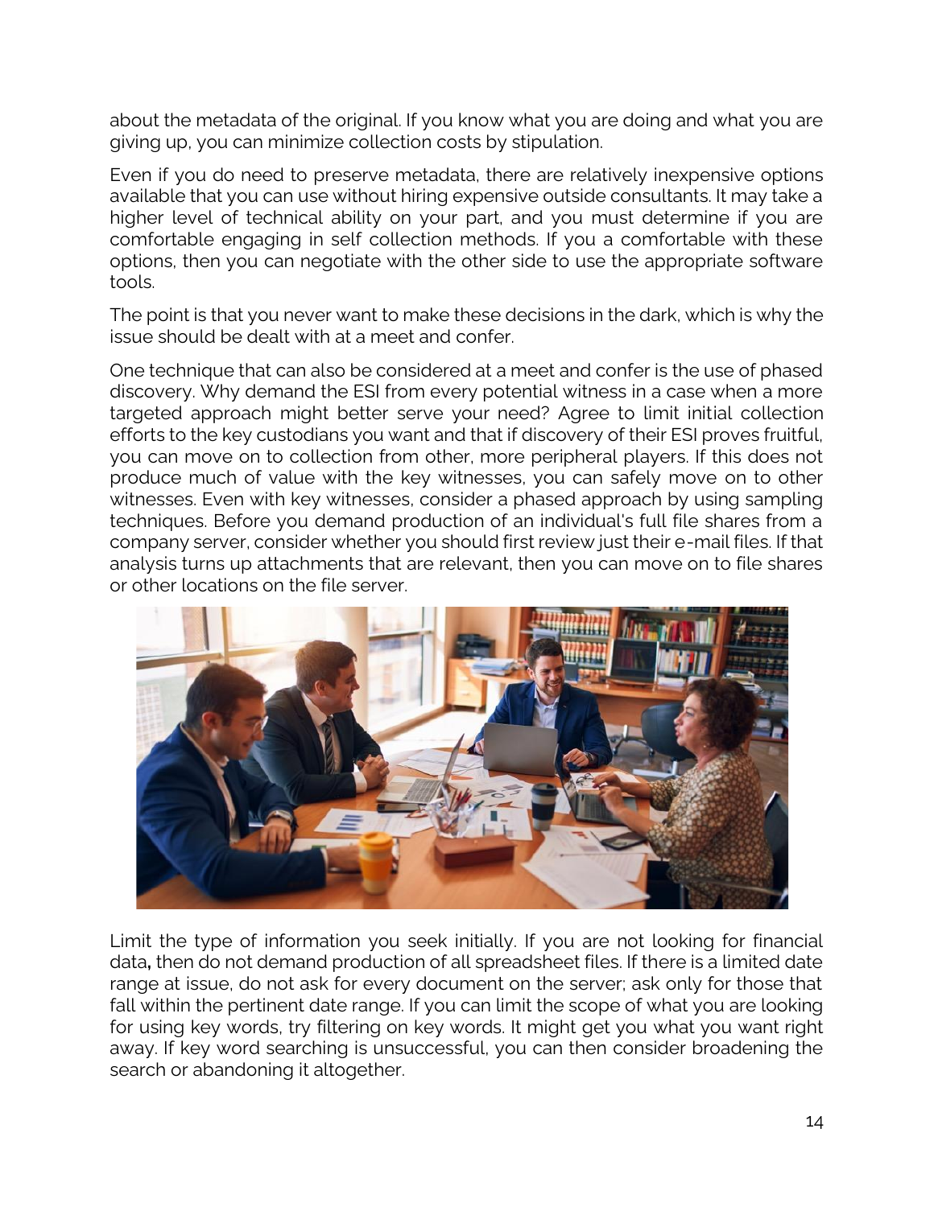about the metadata of the original. If you know what you are doing and what you are giving up, you can minimize collection costs by stipulation.

Even if you do need to preserve metadata, there are relatively inexpensive options available that you can use without hiring expensive outside consultants. It may take a higher level of technical ability on your part, and you must determine if you are comfortable engaging in self collection methods. If you a comfortable with these options, then you can negotiate with the other side to use the appropriate software tools.

The point is that you never want to make these decisions in the dark, which is why the issue should be dealt with at a meet and confer.

One technique that can also be considered at a meet and confer is the use of phased discovery. Why demand the ESI from every potential witness in a case when a more targeted approach might better serve your need? Agree to limit initial collection efforts to the key custodians you want and that if discovery of their ESI proves fruitful, you can move on to collection from other, more peripheral players. If this does not produce much of value with the key witnesses, you can safely move on to other witnesses. Even with key witnesses, consider a phased approach by using sampling techniques. Before you demand production of an individual's full file shares from a company server, consider whether you should first review just their e-mail files. If that analysis turns up attachments that are relevant, then you can move on to file shares or other locations on the file server.

Limit the type of information you seek initially. If you are not looking for financial data**,** then do not demand production of all spreadsheet files. If there is a limited date range at issue, do not ask for every document on the server; ask only for those that fall within the pertinent date range. If you can limit the scope of what you are looking for using key words, try filtering on key words. It might get you what you want right away. If key word searching is unsuccessful, you can then consider broadening the search or abandoning it altogether.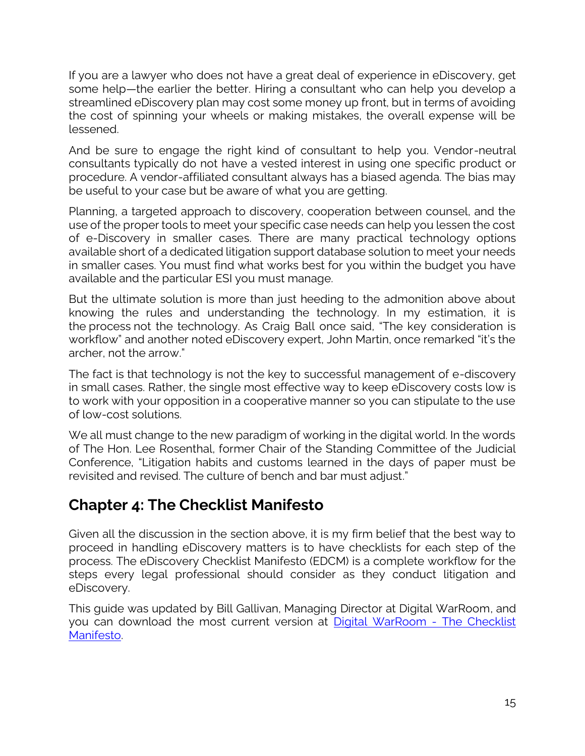If you are a lawyer who does not have a great deal of experience in eDiscovery, get some help—the earlier the better. Hiring a consultant who can help you develop a streamlined eDiscovery plan may cost some money up front, but in terms of avoiding the cost of spinning your wheels or making mistakes, the overall expense will be lessened.

And be sure to engage the right kind of consultant to help you. Vendor-neutral consultants typically do not have a vested interest in using one specific product or procedure. A vendor-affiliated consultant always has a biased agenda. The bias may be useful to your case but be aware of what you are getting.

Planning, a targeted approach to discovery, cooperation between counsel, and the use of the proper tools to meet your specific case needs can help you lessen the cost of e-Discovery in smaller cases. There are many practical technology options available short of a dedicated litigation support database solution to meet your needs in smaller cases. You must find what works best for you within the budget you have available and the particular ESI you must manage.

But the ultimate solution is more than just heeding to the admonition above about knowing the rules and understanding the technology. In my estimation, it is the process not the technology. As Craig Ball once said, "The key consideration is workflow" and another noted eDiscovery expert, John Martin, once remarked "it's the archer, not the arrow."

The fact is that technology is not the key to successful management of e-discovery in small cases. Rather, the single most effective way to keep eDiscovery costs low is to work with your opposition in a cooperative manner so you can stipulate to the use of low-cost solutions.

We all must change to the new paradigm of working in the digital world. In the words of The Hon. Lee Rosenthal, former Chair of the Standing Committee of the Judicial Conference, "Litigation habits and customs learned in the days of paper must be revisited and revised. The culture of bench and bar must adjust."

## Chapter 4: The Checklist Manifesto

Given all the discussion in the section above, it is my firm belief that the best way to proceed in handling eDiscovery matters is to have checklists for each step of the process. The eDiscovery Checklist Manifesto (EDCM) is a complete workflow for the steps every legal professional should consider as they conduct litigation and eDiscovery.

This guide was updated by Bill Gallivan, Managing Director at Digital WarRoom, and you can download the most current version at [Digital WarRoom - The Checklist Manifesto](https://www.digitalwarroom.com).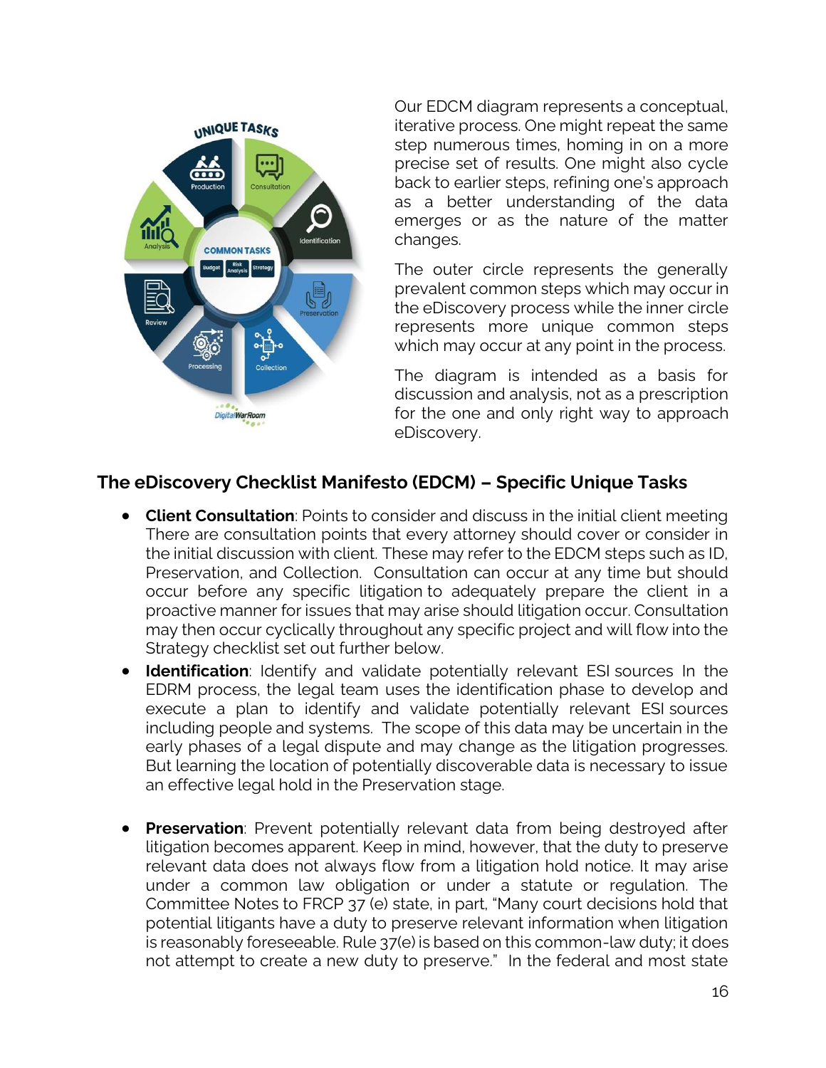Our EDCM diagram represents a conceptual, iterative process. One might repeat the same step numerous times, homing in on a more precise set of results. One might also cycle back to earlier steps, refining one's approach as a better understanding of the data emerges or as the nature of the matter changes.

The outer circle represents the generally prevalent common steps which may occur in the eDiscovery process while the inner circle represents more unique common steps which may occur at any point in the process.

The diagram is intended as a basis for discussion and analysis, not as a prescription for the one and only right way to approach eDiscovery.

## The eDiscovery Checklist Manifesto (EDCM) – Specific Unique Tasks

- **Client Consultation**: Points to consider and discuss in the initial client meeting There are consultation points that every attorney should cover or consider in the initial discussion with client. These may refer to the EDCM steps such as ID, Preservation, and Collection. Consultation can occur at any time but should occur before any specific litigation to adequately prepare the client in a proactive manner for issues that may arise should litigation occur. Consultation may then occur cyclically throughout any specific project and will flow into the Strategy checklist set out further below.
- **Identification**: Identify and validate potentially relevant ESI sources In the EDRM process, the legal team uses the identification phase to develop and execute a plan to identify and validate potentially relevant ESI sources including people and systems. The scope of this data may be uncertain in the early phases of a legal dispute and may change as the litigation progresses. But learning the location of potentially discoverable data is necessary to issue an effective legal hold in the Preservation stage.
- **Preservation**: Prevent potentially relevant data from being destroyed after litigation becomes apparent. Keep in mind, however, that the duty to preserve relevant data does not always flow from a litigation hold notice. It may arise under a common law obligation or under a statute or regulation. The Committee Notes to FRCP 37 (e) state, in part, "Many court decisions hold that potential litigants have a duty to preserve relevant information when litigation is reasonably foreseeable. Rule 37(e) is based on this common-law duty; it does not attempt to create a new duty to preserve." In the federal and most state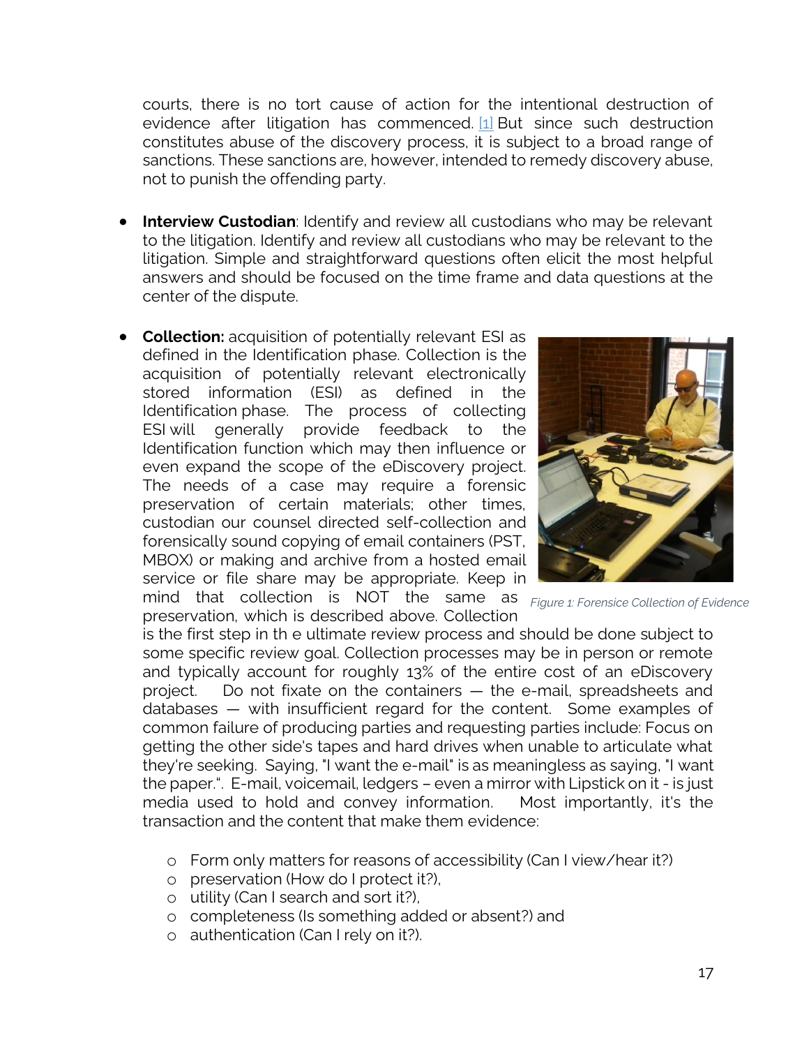courts, there is no tort cause of action for the intentional destruction of evidence after litigation has commenced. [1] But since such destruction constitutes abuse of the discovery process, it is subject to a broad range of sanctions. These sanctions are, however, intended to remedy discovery abuse, not to punish the offending party.

- **Interview Custodian**: Identify and review all custodians who may be relevant to the litigation. Identify and review all custodians who may be relevant to the litigation. Simple and straightforward questions often elicit the most helpful answers and should be focused on the time frame and data questions at the center of the dispute.

- **Collection:** acquisition of potentially relevant ESI as defined in the Identification phase. Collection is the acquisition of potentially relevant electronically stored information (ESI) as defined in the Identification phase. The process of collecting ESI will generally provide feedback to the Identification function which may then influence or even expand the scope of the eDiscovery project. The needs of a case may require a forensic preservation of certain materials; other times, custodian our counsel directed self-collection and forensically sound copying of email containers (PST, MBOX) or making and archive from a hosted email service or file share may be appropriate. Keep in mind that collection is NOT the same as preservation, which is described above. Collection is the first step in th e ultimate review process and should be done subject to some specific review goal. Collection processes may be in person or remote and typically account for roughly 13% of the entire cost of an eDiscovery project. Do not fixate on the containers — the e-mail, spreadsheets and databases — with insufficient regard for the content. Some examples of common failure of producing parties and requesting parties include: Focus on getting the other side's tapes and hard drives when unable to articulate what they're seeking. Saying, "I want the e-mail" is as meaningless as saying, "I want the paper.". E-mail, voicemail, ledgers – even a mirror with Lipstick on it - is just media used to hold and convey information. Most importantly, it's the transaction and the content that make them evidence:

  *Figure 1: Forensice Collection of Evidence*

  - Form only matters for reasons of accessibility (Can I view/hear it?)
  - preservation (How do I protect it?),
  - utility (Can I search and sort it?),
  - completeness (Is something added or absent?) and
  - authentication (Can I rely on it?).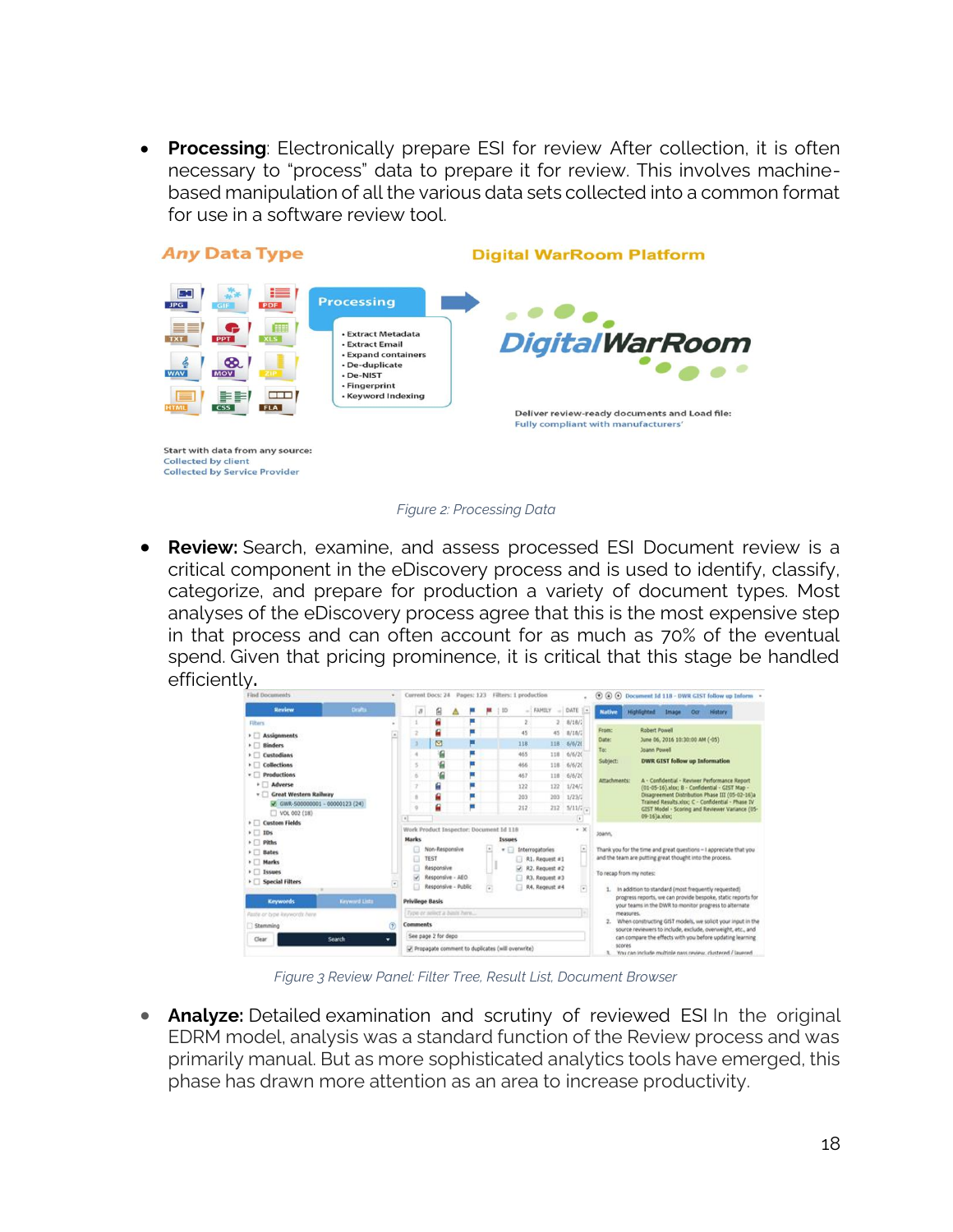- **Processing**: Electronically prepare ESI for review After collection, it is often necessary to “process” data to prepare it for review. This involves machine-based manipulation of all the various data sets collected into a common format for use in a software review tool.

*Figure 2: Processing Data*

- **Review:** Search, examine, and assess processed ESI Document review is a critical component in the eDiscovery process and is used to identify, classify, categorize, and prepare for production a variety of document types. Most analyses of the eDiscovery process agree that this is the most expensive step in that process and can often account for as much as 70% of the eventual spend. Given that pricing prominence, it is critical that this stage be handled efficiently.

*Figure 3 Review Panel: Filter Tree, Result List, Document Browser*

- **Analyze:** Detailed examination and scrutiny of reviewed ESI In the original EDRM model, analysis was a standard function of the Review process and was primarily manual. But as more sophisticated analytics tools have emerged, this phase has drawn more attention as an area to increase productivity.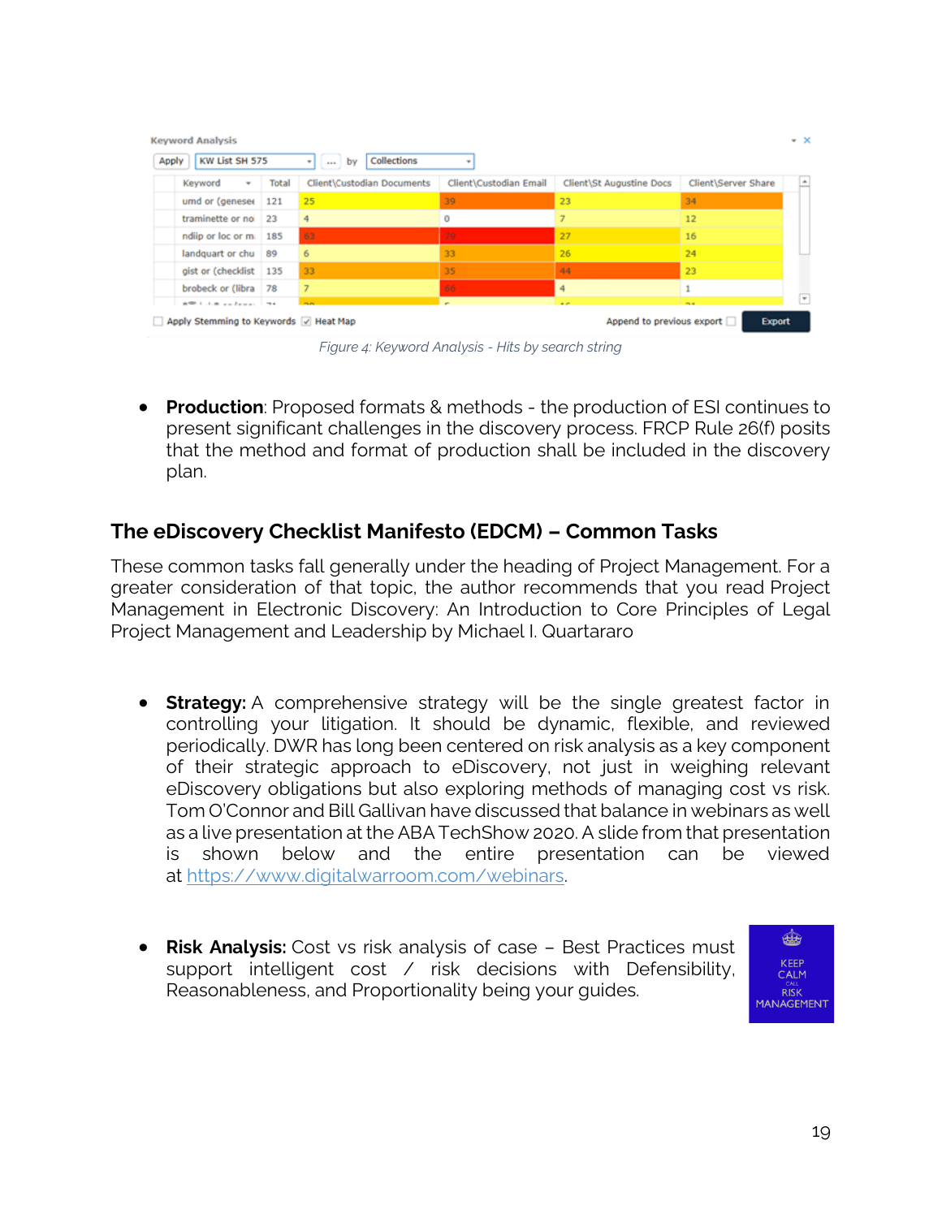| Keyword | Total | Client\Custodian Documents | Client\Custodian Email | Client\St Augustine Docs | Client\Server Share |
| --- | --- | --- | --- | --- | --- |
| umd or (genesee | 121 | 25 | 39 | 23 | 34 |
| traminette or no | 23 | 4 | 0 | 7 | 12 |
| ndiip or loc or m | 185 | 63 | 79 | 27 | 16 |
| landquart or chu | 89 | 6 | 33 | 26 | 24 |
| gist or (checklist | 135 | 33 | 35 | 44 | 23 |
| brobeck or (libra | 78 | 7 | 66 | 4 | 1 |

*Figure 4: Keyword Analysis - Hits by search string*

- **Production**: Proposed formats & methods - the production of ESI continues to present significant challenges in the discovery process. FRCP Rule 26(f) posits that the method and format of production shall be included in the discovery plan.

## The eDiscovery Checklist Manifesto (EDCM) – Common Tasks

These common tasks fall generally under the heading of Project Management. For a greater consideration of that topic, the author recommends that you read Project Management in Electronic Discovery: An Introduction to Core Principles of Legal Project Management and Leadership by Michael I. Quartararo

- **Strategy:** A comprehensive strategy will be the single greatest factor in controlling your litigation. It should be dynamic, flexible, and reviewed periodically. DWR has long been centered on risk analysis as a key component of their strategic approach to eDiscovery, not just in weighing relevant eDiscovery obligations but also exploring methods of managing cost vs risk. Tom O'Connor and Bill Gallivan have discussed that balance in webinars as well as a live presentation at the ABA TechShow 2020. A slide from that presentation is shown below and the entire presentation can be viewed at https://www.digitalwarroom.com/webinars.

- **Risk Analysis:** Cost vs risk analysis of case – Best Practices must support intelligent cost / risk decisions with Defensibility, Reasonableness, and Proportionality being your guides.

KEEP CALM CALL RISK MANAGEMENT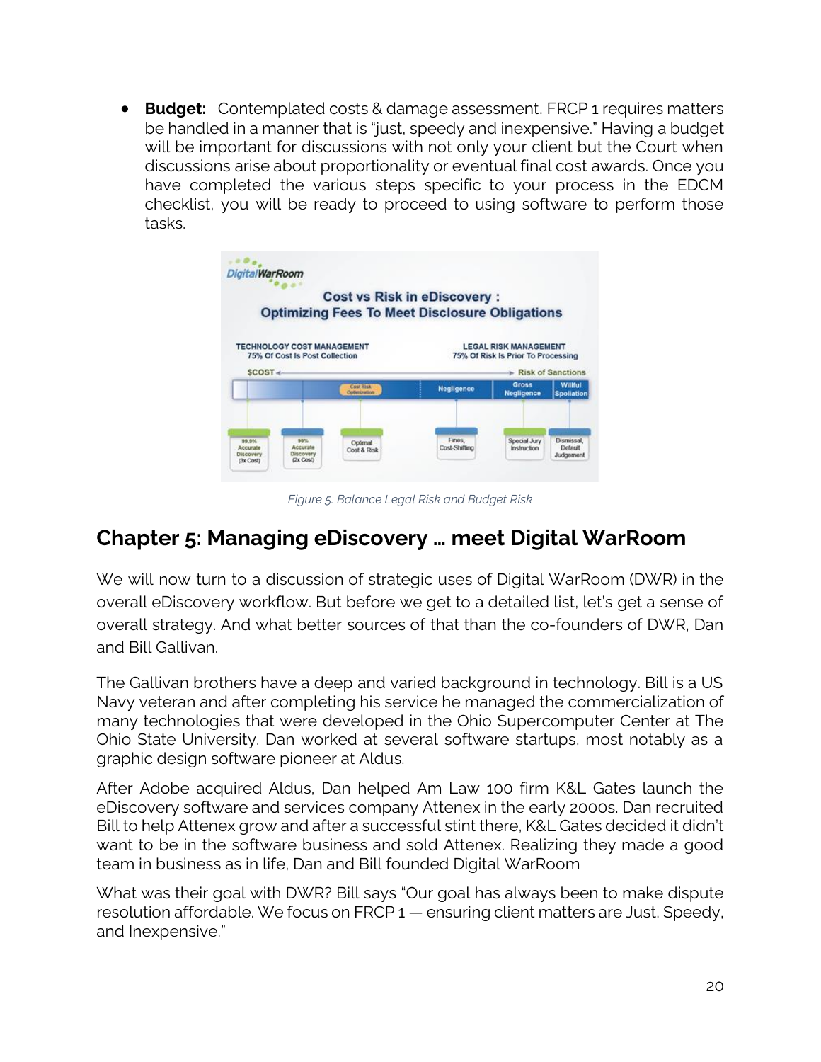- **Budget:** Contemplated costs & damage assessment. FRCP 1 requires matters be handled in a manner that is "just, speedy and inexpensive." Having a budget will be important for discussions with not only your client but the Court when discussions arise about proportionality or eventual final cost awards. Once you have completed the various steps specific to your process in the EDCM checklist, you will be ready to proceed to using software to perform those tasks.

*Figure 5: Balance Legal Risk and Budget Risk*

## Chapter 5: Managing eDiscovery … meet Digital WarRoom

We will now turn to a discussion of strategic uses of Digital WarRoom (DWR) in the overall eDiscovery workflow. But before we get to a detailed list, let's get a sense of overall strategy. And what better sources of that than the co-founders of DWR, Dan and Bill Gallivan.

The Gallivan brothers have a deep and varied background in technology. Bill is a US Navy veteran and after completing his service he managed the commercialization of many technologies that were developed in the Ohio Supercomputer Center at The Ohio State University. Dan worked at several software startups, most notably as a graphic design software pioneer at Aldus.

After Adobe acquired Aldus, Dan helped Am Law 100 firm K&L Gates launch the eDiscovery software and services company Attenex in the early 2000s. Dan recruited Bill to help Attenex grow and after a successful stint there, K&L Gates decided it didn't want to be in the software business and sold Attenex. Realizing they made a good team in business as in life, Dan and Bill founded Digital WarRoom

What was their goal with DWR? Bill says "Our goal has always been to make dispute resolution affordable. We focus on FRCP 1 — ensuring client matters are Just, Speedy, and Inexpensive."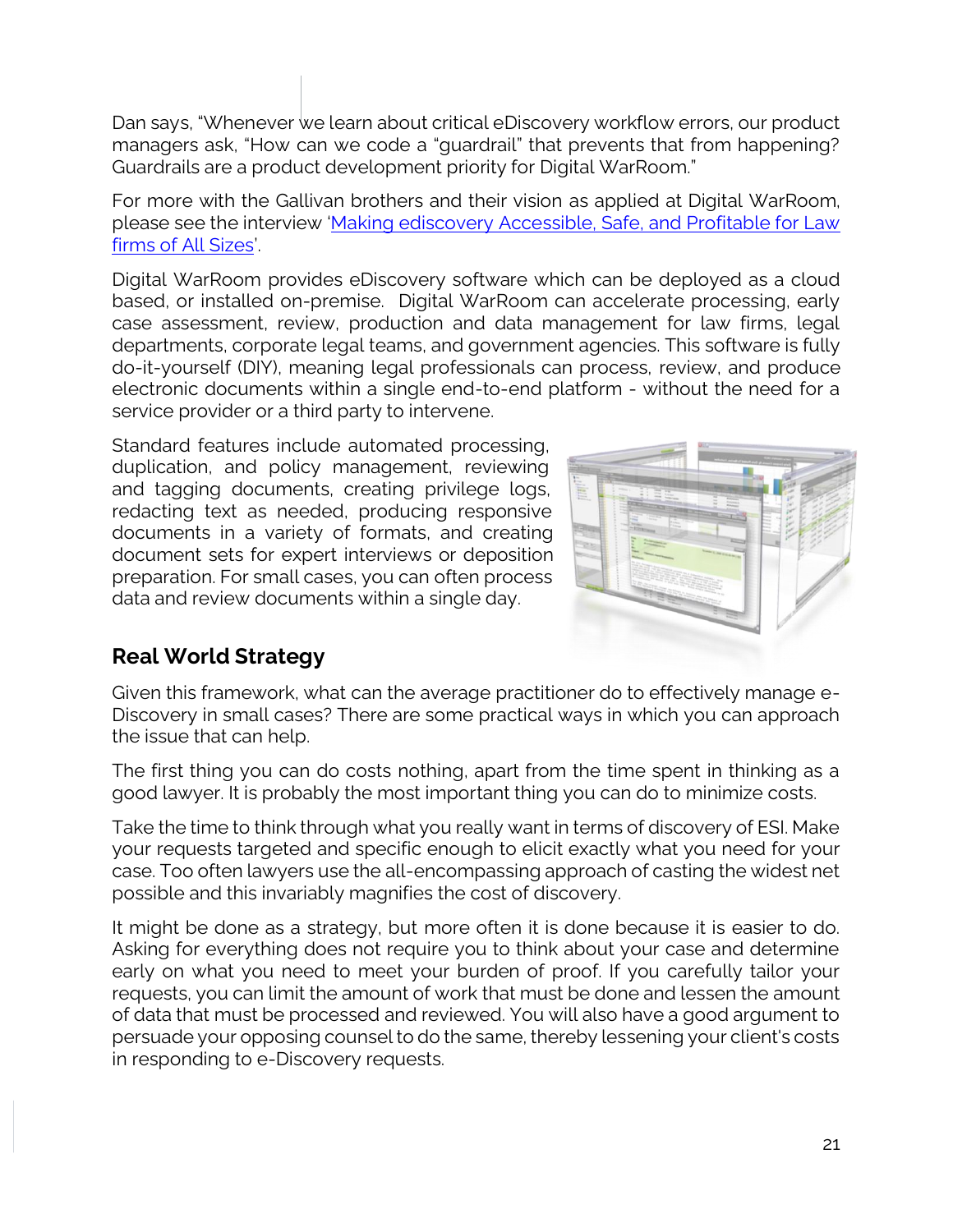Dan says, "Whenever we learn about critical eDiscovery workflow errors, our product managers ask, "How can we code a "guardrail" that prevents that from happening? Guardrails are a product development priority for Digital WarRoom."

For more with the Gallivan brothers and their vision as applied at Digital WarRoom, please see the interview 'Making ediscovery Accessible, Safe, and Profitable for Law firms of All Sizes'.

Digital WarRoom provides eDiscovery software which can be deployed as a cloud based, or installed on-premise. Digital WarRoom can accelerate processing, early case assessment, review, production and data management for law firms, legal departments, corporate legal teams, and government agencies. This software is fully do-it-yourself (DIY), meaning legal professionals can process, review, and produce electronic documents within a single end-to-end platform - without the need for a service provider or a third party to intervene.

Standard features include automated processing, duplication, and policy management, reviewing and tagging documents, creating privilege logs, redacting text as needed, producing responsive documents in a variety of formats, and creating document sets for expert interviews or deposition preparation. For small cases, you can often process data and review documents within a single day.

## Real World Strategy

Given this framework, what can the average practitioner do to effectively manage e-Discovery in small cases? There are some practical ways in which you can approach the issue that can help.

The first thing you can do costs nothing, apart from the time spent in thinking as a good lawyer. It is probably the most important thing you can do to minimize costs.

Take the time to think through what you really want in terms of discovery of ESI. Make your requests targeted and specific enough to elicit exactly what you need for your case. Too often lawyers use the all-encompassing approach of casting the widest net possible and this invariably magnifies the cost of discovery.

It might be done as a strategy, but more often it is done because it is easier to do. Asking for everything does not require you to think about your case and determine early on what you need to meet your burden of proof. If you carefully tailor your requests, you can limit the amount of work that must be done and lessen the amount of data that must be processed and reviewed. You will also have a good argument to persuade your opposing counsel to do the same, thereby lessening your client's costs in responding to e-Discovery requests.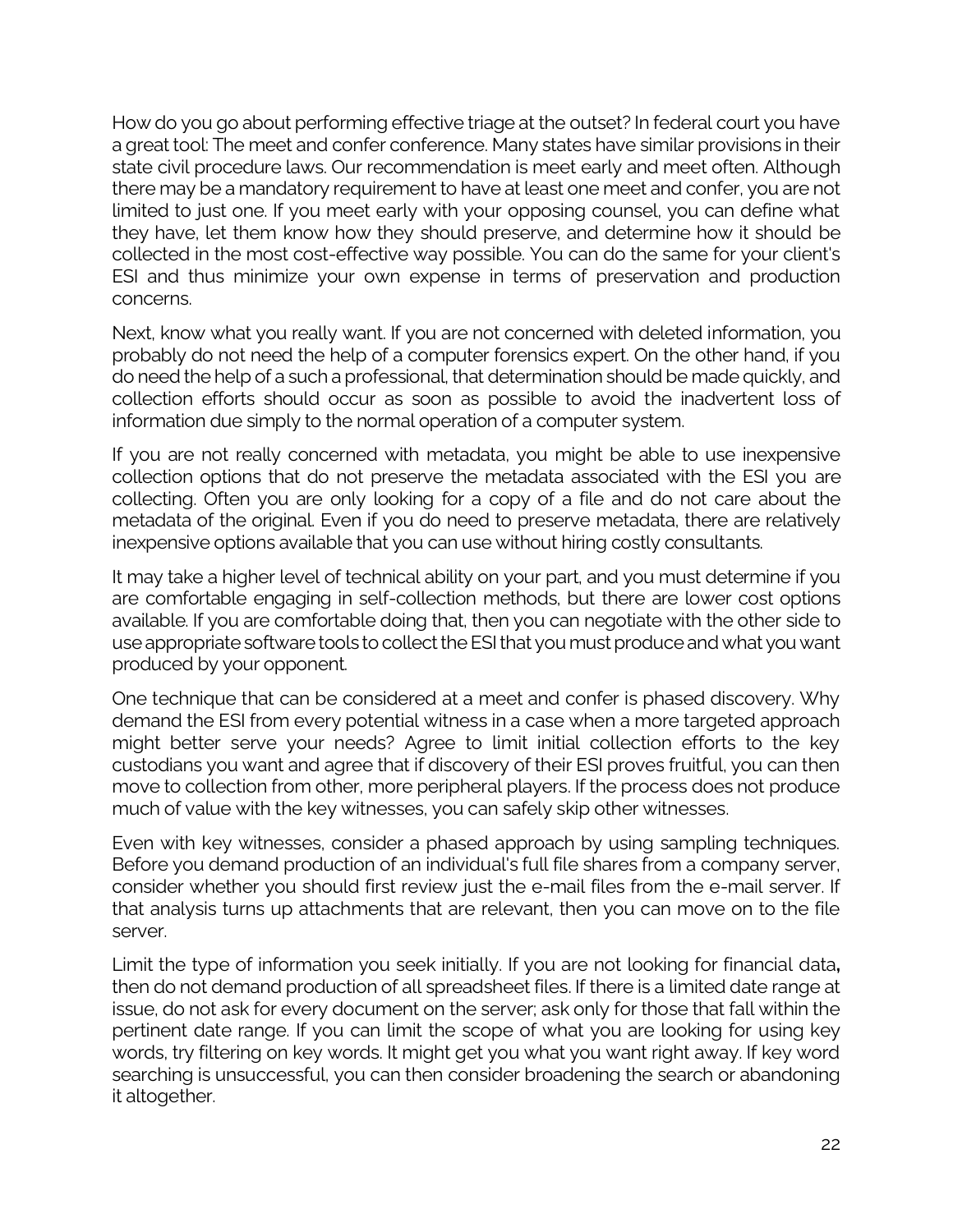How do you go about performing effective triage at the outset? In federal court you have a great tool: The meet and confer conference. Many states have similar provisions in their state civil procedure laws. Our recommendation is meet early and meet often. Although there may be a mandatory requirement to have at least one meet and confer, you are not limited to just one. If you meet early with your opposing counsel, you can define what they have, let them know how they should preserve, and determine how it should be collected in the most cost-effective way possible. You can do the same for your client's ESI and thus minimize your own expense in terms of preservation and production concerns.

Next, know what you really want. If you are not concerned with deleted information, you probably do not need the help of a computer forensics expert. On the other hand, if you do need the help of a such a professional, that determination should be made quickly, and collection efforts should occur as soon as possible to avoid the inadvertent loss of information due simply to the normal operation of a computer system.

If you are not really concerned with metadata, you might be able to use inexpensive collection options that do not preserve the metadata associated with the ESI you are collecting. Often you are only looking for a copy of a file and do not care about the metadata of the original. Even if you do need to preserve metadata, there are relatively inexpensive options available that you can use without hiring costly consultants.

It may take a higher level of technical ability on your part, and you must determine if you are comfortable engaging in self-collection methods, but there are lower cost options available. If you are comfortable doing that, then you can negotiate with the other side to use appropriate software tools to collect the ESI that you must produce and what you want produced by your opponent.

One technique that can be considered at a meet and confer is phased discovery. Why demand the ESI from every potential witness in a case when a more targeted approach might better serve your needs? Agree to limit initial collection efforts to the key custodians you want and agree that if discovery of their ESI proves fruitful, you can then move to collection from other, more peripheral players. If the process does not produce much of value with the key witnesses, you can safely skip other witnesses.

Even with key witnesses, consider a phased approach by using sampling techniques. Before you demand production of an individual's full file shares from a company server, consider whether you should first review just the e-mail files from the e-mail server. If that analysis turns up attachments that are relevant, then you can move on to the file server.

Limit the type of information you seek initially. If you are not looking for financial data**,** then do not demand production of all spreadsheet files. If there is a limited date range at issue, do not ask for every document on the server; ask only for those that fall within the pertinent date range. If you can limit the scope of what you are looking for using key words, try filtering on key words. It might get you what you want right away. If key word searching is unsuccessful, you can then consider broadening the search or abandoning it altogether.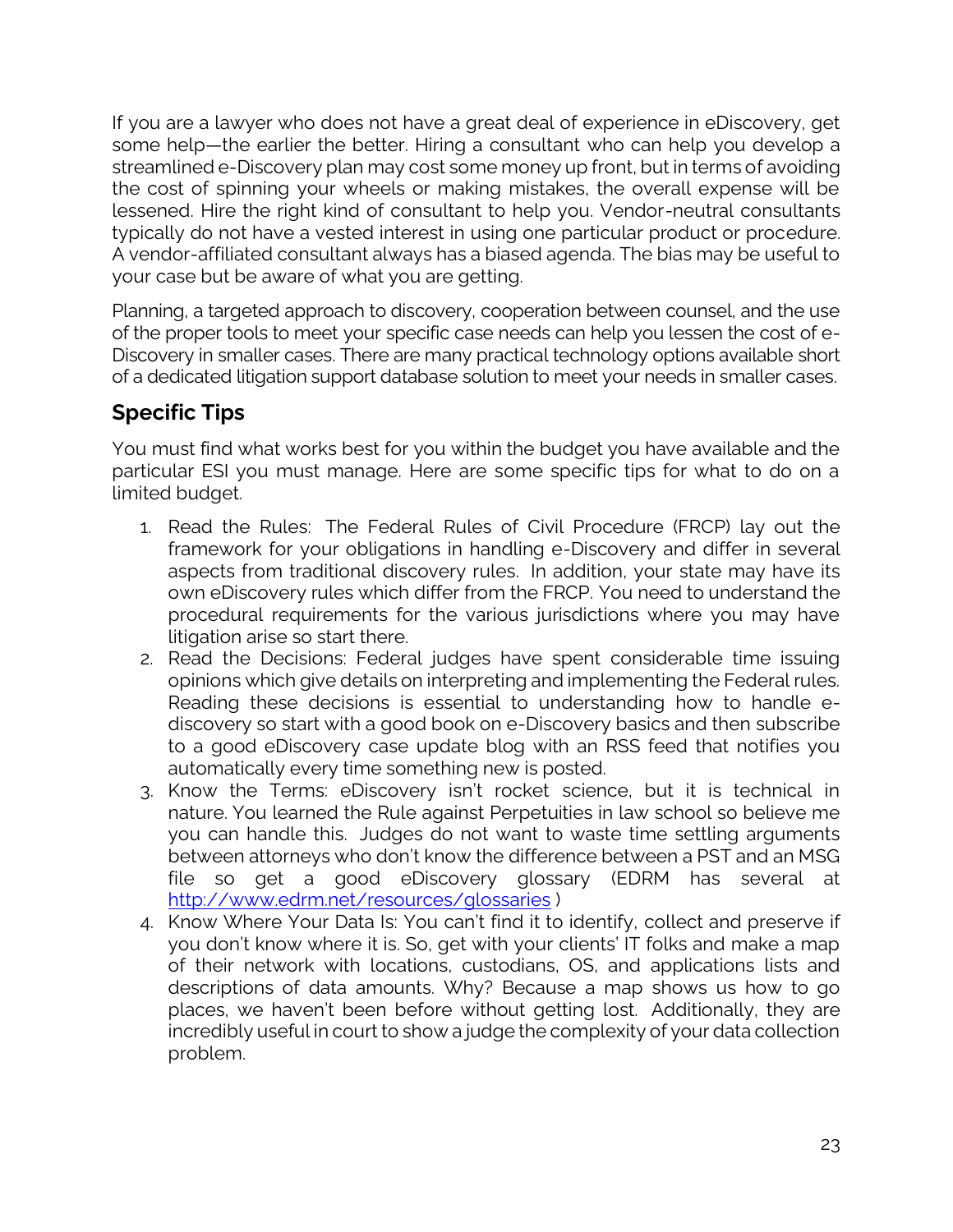If you are a lawyer who does not have a great deal of experience in eDiscovery, get some help—the earlier the better. Hiring a consultant who can help you develop a streamlined e-Discovery plan may cost some money up front, but in terms of avoiding the cost of spinning your wheels or making mistakes, the overall expense will be lessened. Hire the right kind of consultant to help you. Vendor-neutral consultants typically do not have a vested interest in using one particular product or procedure. A vendor-affiliated consultant always has a biased agenda. The bias may be useful to your case but be aware of what you are getting.

Planning, a targeted approach to discovery, cooperation between counsel, and the use of the proper tools to meet your specific case needs can help you lessen the cost of e-Discovery in smaller cases. There are many practical technology options available short of a dedicated litigation support database solution to meet your needs in smaller cases.

## Specific Tips

You must find what works best for you within the budget you have available and the particular ESI you must manage. Here are some specific tips for what to do on a limited budget.

1. Read the Rules: The Federal Rules of Civil Procedure (FRCP) lay out the framework for your obligations in handling e-Discovery and differ in several aspects from traditional discovery rules. In addition, your state may have its own eDiscovery rules which differ from the FRCP. You need to understand the procedural requirements for the various jurisdictions where you may have litigation arise so start there.
2. Read the Decisions: Federal judges have spent considerable time issuing opinions which give details on interpreting and implementing the Federal rules. Reading these decisions is essential to understanding how to handle e-discovery so start with a good book on e-Discovery basics and then subscribe to a good eDiscovery case update blog with an RSS feed that notifies you automatically every time something new is posted.
3. Know the Terms: eDiscovery isn't rocket science, but it is technical in nature. You learned the Rule against Perpetuities in law school so believe me you can handle this. Judges do not want to waste time settling arguments between attorneys who don't know the difference between a PST and an MSG file so get a good eDiscovery glossary (EDRM has several at [http://www.edrm.net/resources/glossaries](http://www.edrm.net/resources/glossaries) )
4. Know Where Your Data Is: You can't find it to identify, collect and preserve if you don't know where it is. So, get with your clients' IT folks and make a map of their network with locations, custodians, OS, and applications lists and descriptions of data amounts. Why? Because a map shows us how to go places, we haven't been before without getting lost. Additionally, they are incredibly useful in court to show a judge the complexity of your data collection problem.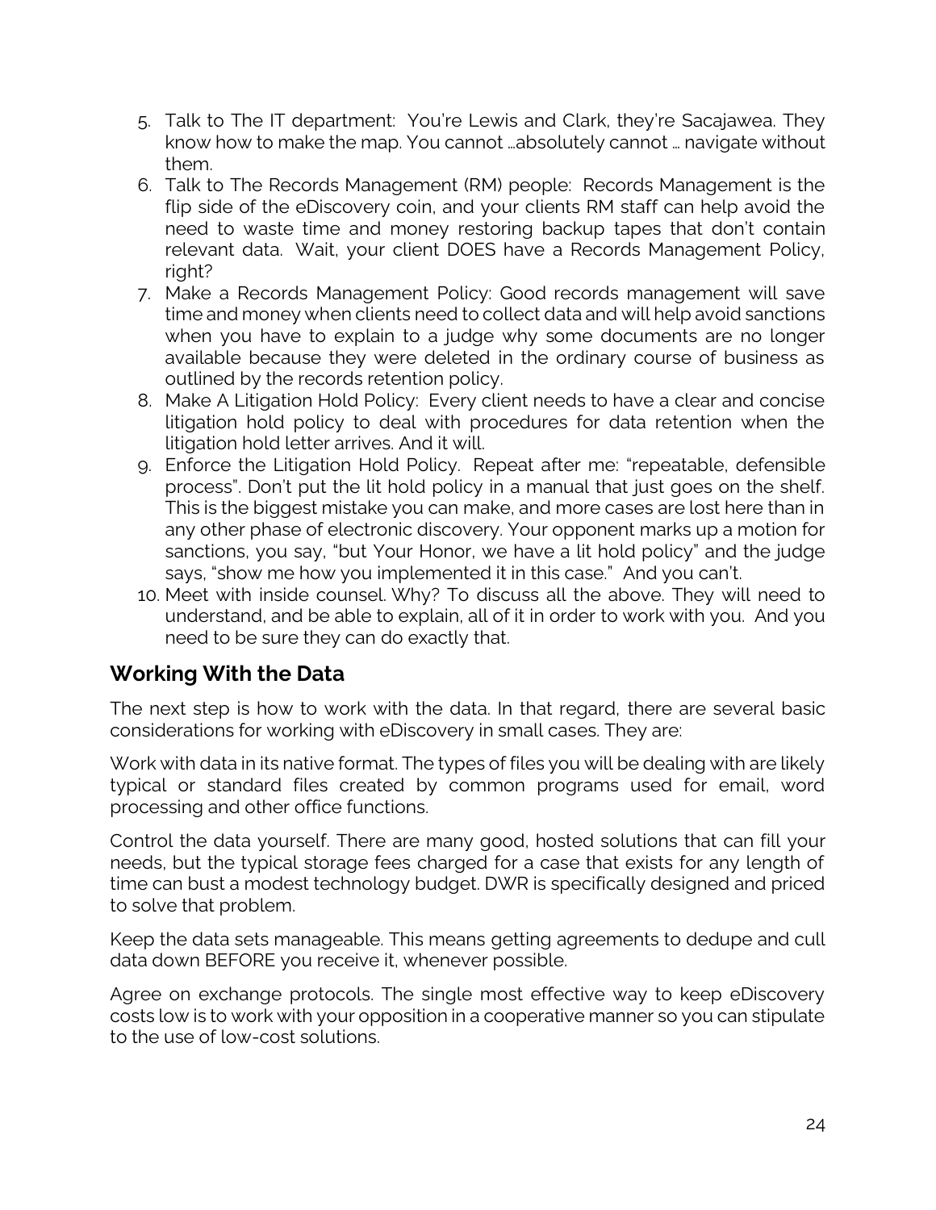5. Talk to The IT department: You're Lewis and Clark, they're Sacajawea. They know how to make the map. You cannot …absolutely cannot … navigate without them.
6. Talk to The Records Management (RM) people: Records Management is the flip side of the eDiscovery coin, and your clients RM staff can help avoid the need to waste time and money restoring backup tapes that don't contain relevant data. Wait, your client DOES have a Records Management Policy, right?
7. Make a Records Management Policy: Good records management will save time and money when clients need to collect data and will help avoid sanctions when you have to explain to a judge why some documents are no longer available because they were deleted in the ordinary course of business as outlined by the records retention policy.
8. Make A Litigation Hold Policy: Every client needs to have a clear and concise litigation hold policy to deal with procedures for data retention when the litigation hold letter arrives. And it will.
9. Enforce the Litigation Hold Policy. Repeat after me: "repeatable, defensible process". Don't put the lit hold policy in a manual that just goes on the shelf. This is the biggest mistake you can make, and more cases are lost here than in any other phase of electronic discovery. Your opponent marks up a motion for sanctions, you say, "but Your Honor, we have a lit hold policy" and the judge says, "show me how you implemented it in this case." And you can't.
10. Meet with inside counsel. Why? To discuss all the above. They will need to understand, and be able to explain, all of it in order to work with you. And you need to be sure they can do exactly that.

## Working With the Data

The next step is how to work with the data. In that regard, there are several basic considerations for working with eDiscovery in small cases. They are:

Work with data in its native format. The types of files you will be dealing with are likely typical or standard files created by common programs used for email, word processing and other office functions.

Control the data yourself. There are many good, hosted solutions that can fill your needs, but the typical storage fees charged for a case that exists for any length of time can bust a modest technology budget. DWR is specifically designed and priced to solve that problem.

Keep the data sets manageable. This means getting agreements to dedupe and cull data down BEFORE you receive it, whenever possible.

Agree on exchange protocols. The single most effective way to keep eDiscovery costs low is to work with your opposition in a cooperative manner so you can stipulate to the use of low-cost solutions.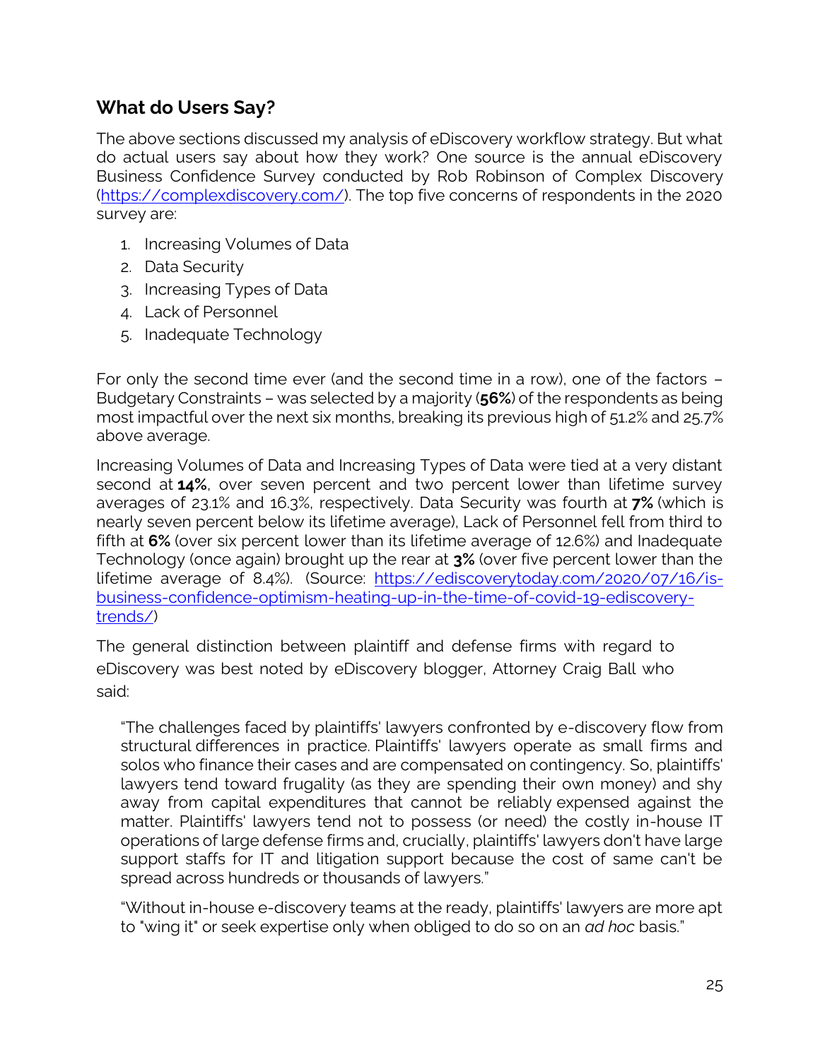## What do Users Say?

The above sections discussed my analysis of eDiscovery workflow strategy. But what do actual users say about how they work? One source is the annual eDiscovery Business Confidence Survey conducted by Rob Robinson of Complex Discovery ([https://complexdiscovery.com/](https://complexdiscovery.com/)). The top five concerns of respondents in the 2020 survey are:

1. Increasing Volumes of Data
2. Data Security
3. Increasing Types of Data
4. Lack of Personnel
5. Inadequate Technology

For only the second time ever (and the second time in a row), one of the factors – Budgetary Constraints – was selected by a majority (**56%**) of the respondents as being most impactful over the next six months, breaking its previous high of 51.2% and 25.7% above average.

Increasing Volumes of Data and Increasing Types of Data were tied at a very distant second at **14%**, over seven percent and two percent lower than lifetime survey averages of 23.1% and 16.3%, respectively. Data Security was fourth at **7%** (which is nearly seven percent below its lifetime average), Lack of Personnel fell from third to fifth at **6%** (over six percent lower than its lifetime average of 12.6%) and Inadequate Technology (once again) brought up the rear at **3%** (over five percent lower than the lifetime average of 8.4%). (Source: [https://ediscoverytoday.com/2020/07/16/is-business-confidence-optimism-heating-up-in-the-time-of-covid-19-ediscovery-trends/](https://ediscoverytoday.com/2020/07/16/is-business-confidence-optimism-heating-up-in-the-time-of-covid-19-ediscovery-trends/))

The general distinction between plaintiff and defense firms with regard to eDiscovery was best noted by eDiscovery blogger, Attorney Craig Ball who said:

> "The challenges faced by plaintiffs' lawyers confronted by e-discovery flow from structural differences in practice. Plaintiffs' lawyers operate as small firms and solos who finance their cases and are compensated on contingency. So, plaintiffs' lawyers tend toward frugality (as they are spending their own money) and shy away from capital expenditures that cannot be reliably expensed against the matter. Plaintiffs' lawyers tend not to possess (or need) the costly in-house IT operations of large defense firms and, crucially, plaintiffs' lawyers don't have large support staffs for IT and litigation support because the cost of same can't be spread across hundreds or thousands of lawyers."
>
> "Without in-house e-discovery teams at the ready, plaintiffs' lawyers are more apt to "wing it" or seek expertise only when obliged to do so on an *ad hoc* basis."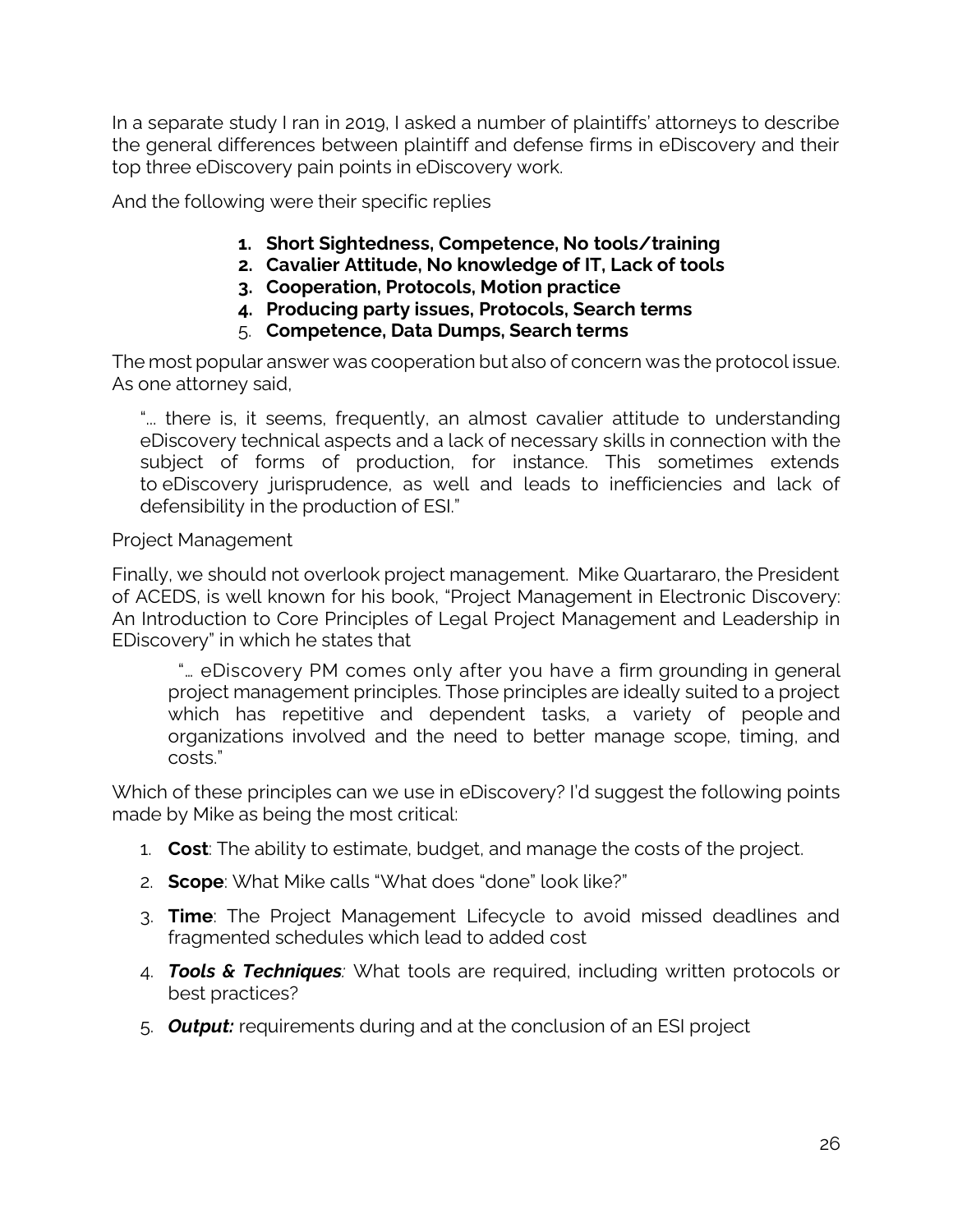In a separate study I ran in 2019, I asked a number of plaintiffs' attorneys to describe the general differences between plaintiff and defense firms in eDiscovery and their top three eDiscovery pain points in eDiscovery work.

And the following were their specific replies

1. **Short Sightedness, Competence, No tools/training**
2. **Cavalier Attitude, No knowledge of IT, Lack of tools**
3. **Cooperation, Protocols, Motion practice**
4. **Producing party issues, Protocols, Search terms**
5. **Competence, Data Dumps, Search terms**

The most popular answer was cooperation but also of concern was the protocol issue. As one attorney said,

> "… there is, it seems, frequently, an almost cavalier attitude to understanding eDiscovery technical aspects and a lack of necessary skills in connection with the subject of forms of production, for instance. This sometimes extends to eDiscovery jurisprudence, as well and leads to inefficiencies and lack of defensibility in the production of ESI."

Project Management

Finally, we should not overlook project management. Mike Quartararo, the President of ACEDS, is well known for his book, "Project Management in Electronic Discovery: An Introduction to Core Principles of Legal Project Management and Leadership in EDiscovery" in which he states that

> "… eDiscovery PM comes only after you have a firm grounding in general project management principles. Those principles are ideally suited to a project which has repetitive and dependent tasks, a variety of people and organizations involved and the need to better manage scope, timing, and costs."

Which of these principles can we use in eDiscovery? I'd suggest the following points made by Mike as being the most critical:

1. **Cost**: The ability to estimate, budget, and manage the costs of the project.
2. **Scope**: What Mike calls "What does "done" look like?"
3. **Time**: The Project Management Lifecycle to avoid missed deadlines and fragmented schedules which lead to added cost
4. ***Tools & Techniques**:* What tools are required, including written protocols or best practices?
5. ***Output:*** requirements during and at the conclusion of an ESI project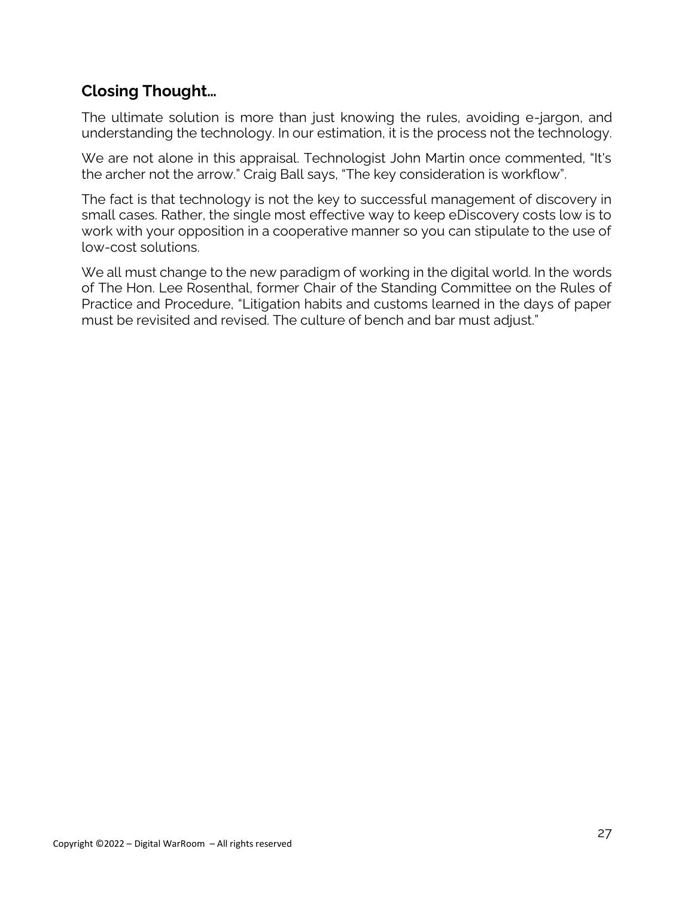## Closing Thought…

The ultimate solution is more than just knowing the rules, avoiding e-jargon, and understanding the technology. In our estimation, it is the process not the technology.

We are not alone in this appraisal. Technologist John Martin once commented, "It's the archer not the arrow." Craig Ball says, "The key consideration is workflow".

The fact is that technology is not the key to successful management of discovery in small cases. Rather, the single most effective way to keep eDiscovery costs low is to work with your opposition in a cooperative manner so you can stipulate to the use of low-cost solutions.

We all must change to the new paradigm of working in the digital world. In the words of The Hon. Lee Rosenthal, former Chair of the Standing Committee on the Rules of Practice and Procedure, "Litigation habits and customs learned in the days of paper must be revisited and revised. The culture of bench and bar must adjust."